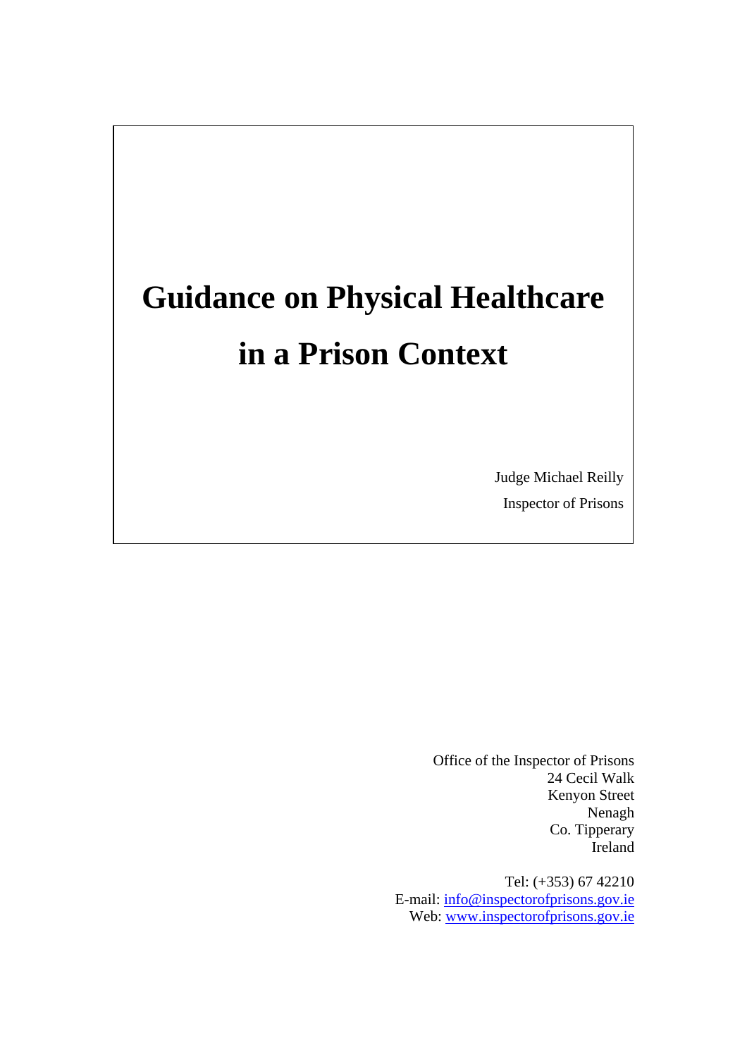# Guidance on Physical Healthcare in a Prison Context

Judge Michael Reilly
Inspector of Prisons

Office of the Inspector of Prisons
24 Cecil Walk
Kenyon Street
Nenagh
Co. Tipperary
Ireland

Tel: (+353) 67 42210
E-mail: info@inspectorofprisons.gov.ie
Web: www.inspectorofprisons.gov.ie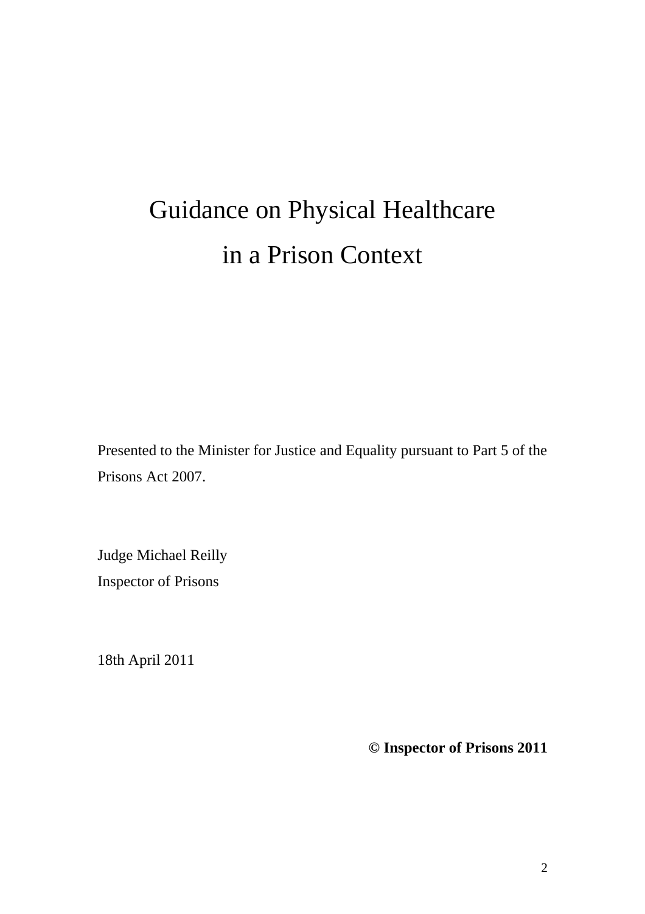# Guidance on Physical Healthcare in a Prison Context

Presented to the Minister for Justice and Equality pursuant to Part 5 of the Prisons Act 2007.

Judge Michael Reilly
Inspector of Prisons

18th April 2011

**© Inspector of Prisons 2011**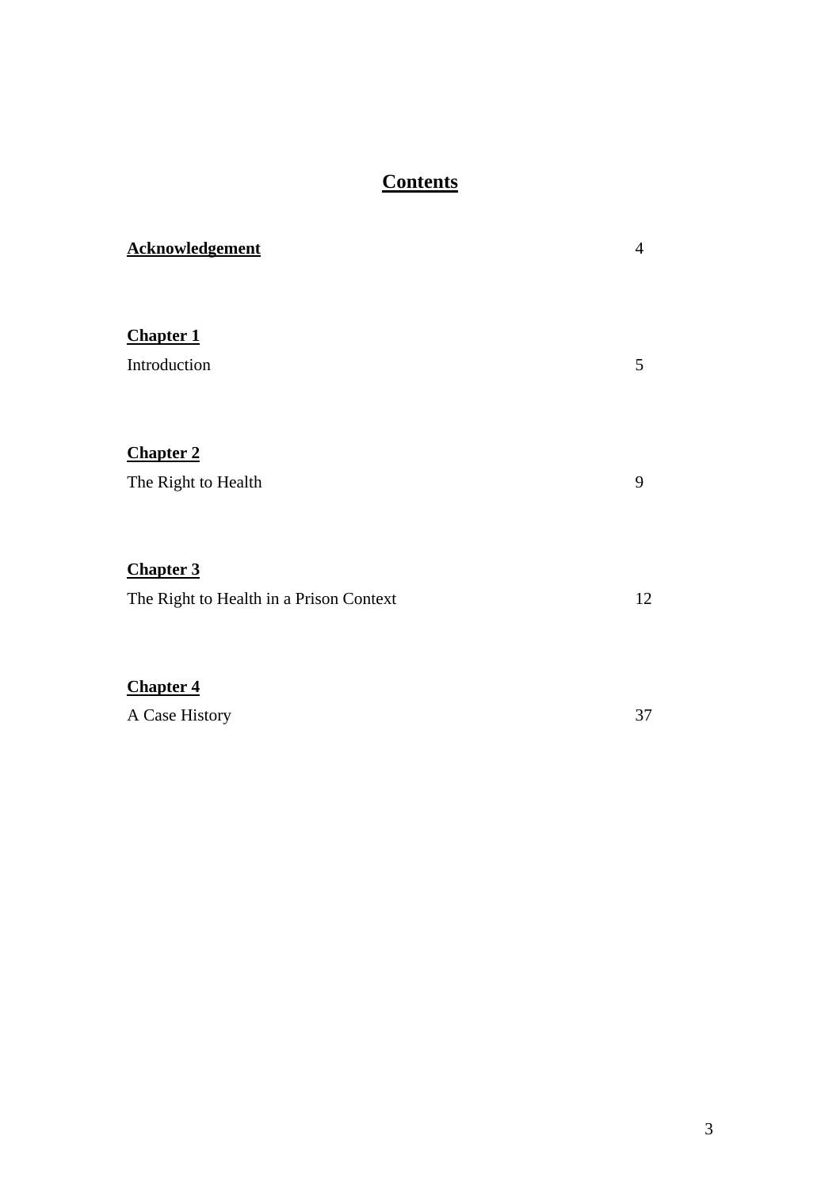# Contents

| | |
|---|---|
| **Acknowledgement** | 4 |
| **Chapter 1** | |
| Introduction | 5 |
| **Chapter 2** | |
| The Right to Health | 9 |
| **Chapter 3** | |
| The Right to Health in a Prison Context | 12 |
| **Chapter 4** | |
| A Case History | 37 |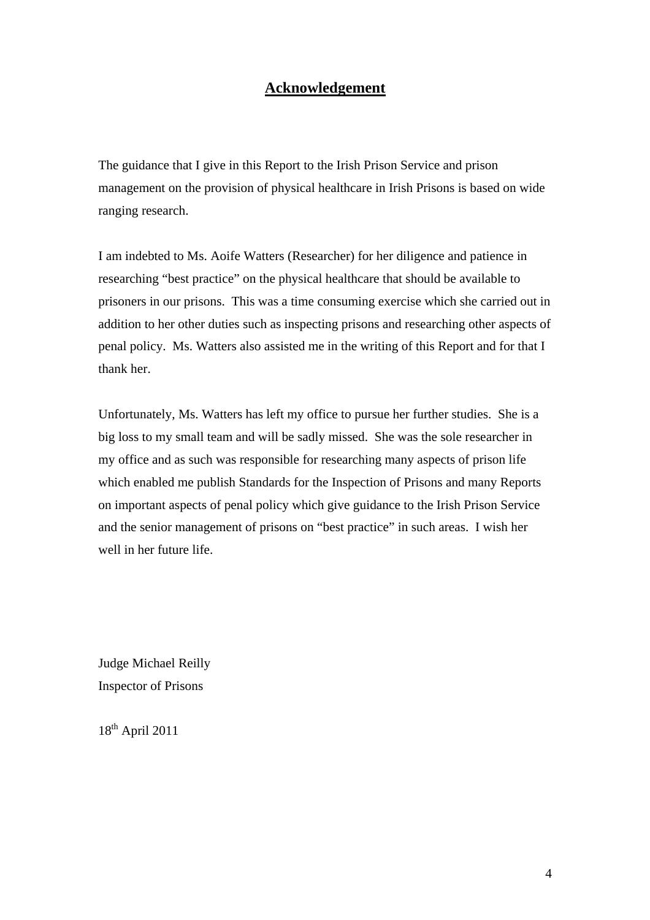## Acknowledgement

The guidance that I give in this Report to the Irish Prison Service and prison management on the provision of physical healthcare in Irish Prisons is based on wide ranging research.

I am indebted to Ms. Aoife Watters (Researcher) for her diligence and patience in researching "best practice" on the physical healthcare that should be available to prisoners in our prisons. This was a time consuming exercise which she carried out in addition to her other duties such as inspecting prisons and researching other aspects of penal policy. Ms. Watters also assisted me in the writing of this Report and for that I thank her.

Unfortunately, Ms. Watters has left my office to pursue her further studies. She is a big loss to my small team and will be sadly missed. She was the sole researcher in my office and as such was responsible for researching many aspects of prison life which enabled me publish Standards for the Inspection of Prisons and many Reports on important aspects of penal policy which give guidance to the Irish Prison Service and the senior management of prisons on "best practice" in such areas. I wish her well in her future life.

Judge Michael Reilly
Inspector of Prisons

18th April 2011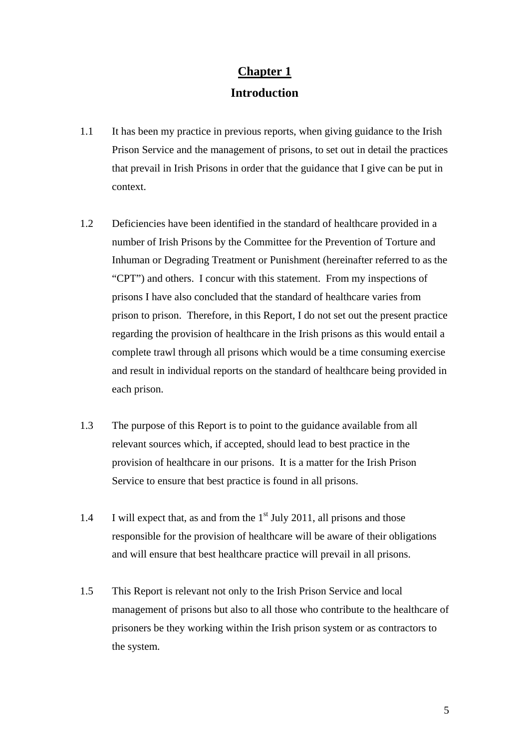# Chapter 1

## Introduction

1.1 It has been my practice in previous reports, when giving guidance to the Irish Prison Service and the management of prisons, to set out in detail the practices that prevail in Irish Prisons in order that the guidance that I give can be put in context.

1.2 Deficiencies have been identified in the standard of healthcare provided in a number of Irish Prisons by the Committee for the Prevention of Torture and Inhuman or Degrading Treatment or Punishment (hereinafter referred to as the "CPT") and others. I concur with this statement. From my inspections of prisons I have also concluded that the standard of healthcare varies from prison to prison. Therefore, in this Report, I do not set out the present practice regarding the provision of healthcare in the Irish prisons as this would entail a complete trawl through all prisons which would be a time consuming exercise and result in individual reports on the standard of healthcare being provided in each prison.

1.3 The purpose of this Report is to point to the guidance available from all relevant sources which, if accepted, should lead to best practice in the provision of healthcare in our prisons. It is a matter for the Irish Prison Service to ensure that best practice is found in all prisons.

1.4 I will expect that, as and from the 1st July 2011, all prisons and those responsible for the provision of healthcare will be aware of their obligations and will ensure that best healthcare practice will prevail in all prisons.

1.5 This Report is relevant not only to the Irish Prison Service and local management of prisons but also to all those who contribute to the healthcare of prisoners be they working within the Irish prison system or as contractors to the system.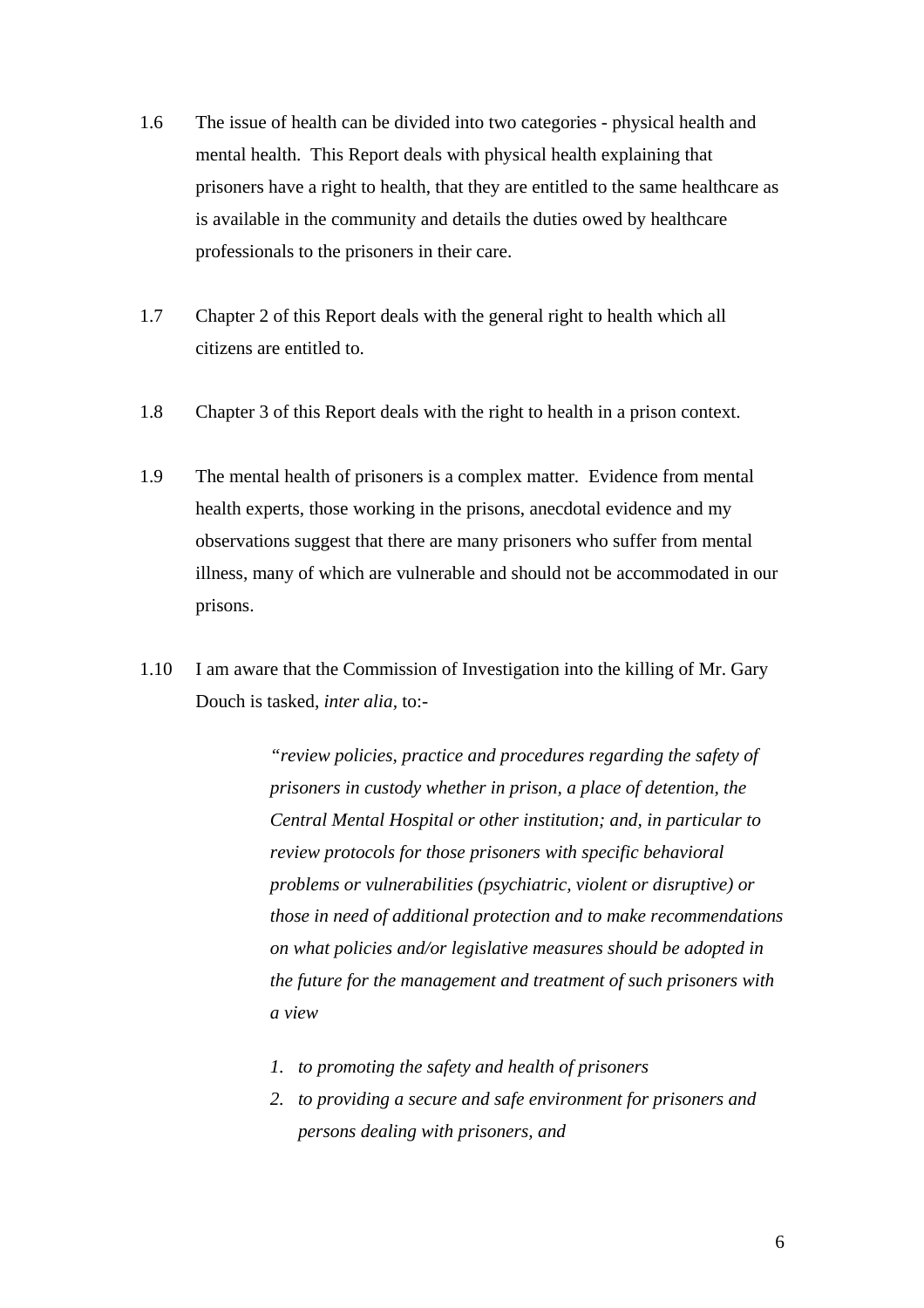1.6 The issue of health can be divided into two categories - physical health and mental health. This Report deals with physical health explaining that prisoners have a right to health, that they are entitled to the same healthcare as is available in the community and details the duties owed by healthcare professionals to the prisoners in their care.

1.7 Chapter 2 of this Report deals with the general right to health which all citizens are entitled to.

1.8 Chapter 3 of this Report deals with the right to health in a prison context.

1.9 The mental health of prisoners is a complex matter. Evidence from mental health experts, those working in the prisons, anecdotal evidence and my observations suggest that there are many prisoners who suffer from mental illness, many of which are vulnerable and should not be accommodated in our prisons.

1.10 I am aware that the Commission of Investigation into the killing of Mr. Gary Douch is tasked, *inter alia*, to:-

> *"review policies, practice and procedures regarding the safety of prisoners in custody whether in prison, a place of detention, the Central Mental Hospital or other institution; and, in particular to review protocols for those prisoners with specific behavioral problems or vulnerabilities (psychiatric, violent or disruptive) or those in need of additional protection and to make recommendations on what policies and/or legislative measures should be adopted in the future for the management and treatment of such prisoners with a view*
>
> 1. *to promoting the safety and health of prisoners*
> 2. *to providing a secure and safe environment for prisoners and persons dealing with prisoners, and*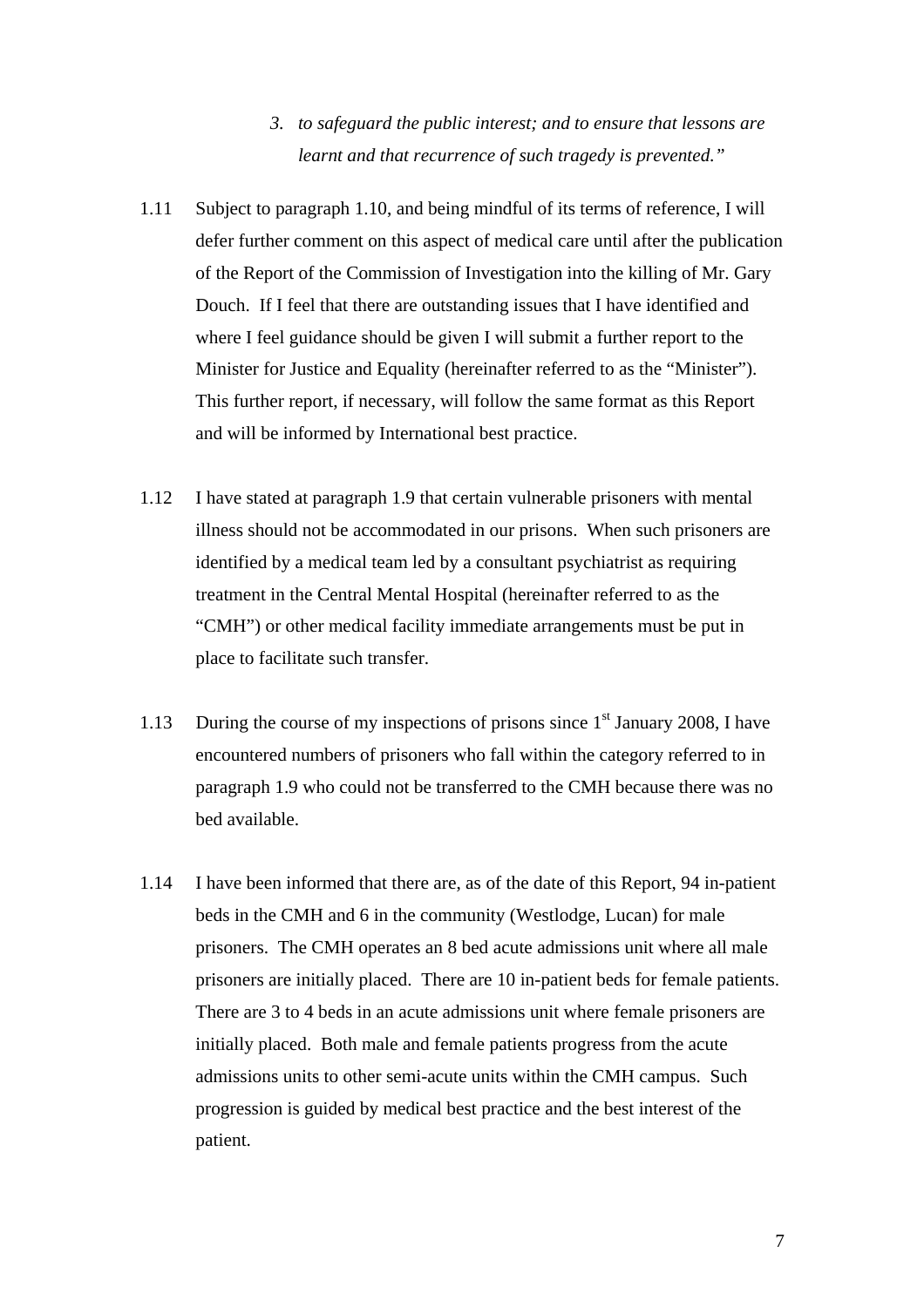> 3. *to safeguard the public interest; and to ensure that lessons are learnt and that recurrence of such tragedy is prevented."*

1.11 Subject to paragraph 1.10, and being mindful of its terms of reference, I will defer further comment on this aspect of medical care until after the publication of the Report of the Commission of Investigation into the killing of Mr. Gary Douch. If I feel that there are outstanding issues that I have identified and where I feel guidance should be given I will submit a further report to the Minister for Justice and Equality (hereinafter referred to as the "Minister"). This further report, if necessary, will follow the same format as this Report and will be informed by International best practice.

1.12 I have stated at paragraph 1.9 that certain vulnerable prisoners with mental illness should not be accommodated in our prisons. When such prisoners are identified by a medical team led by a consultant psychiatrist as requiring treatment in the Central Mental Hospital (hereinafter referred to as the "CMH") or other medical facility immediate arrangements must be put in place to facilitate such transfer.

1.13 During the course of my inspections of prisons since 1st January 2008, I have encountered numbers of prisoners who fall within the category referred to in paragraph 1.9 who could not be transferred to the CMH because there was no bed available.

1.14 I have been informed that there are, as of the date of this Report, 94 in-patient beds in the CMH and 6 in the community (Westlodge, Lucan) for male prisoners. The CMH operates an 8 bed acute admissions unit where all male prisoners are initially placed. There are 10 in-patient beds for female patients. There are 3 to 4 beds in an acute admissions unit where female prisoners are initially placed. Both male and female patients progress from the acute admissions units to other semi-acute units within the CMH campus. Such progression is guided by medical best practice and the best interest of the patient.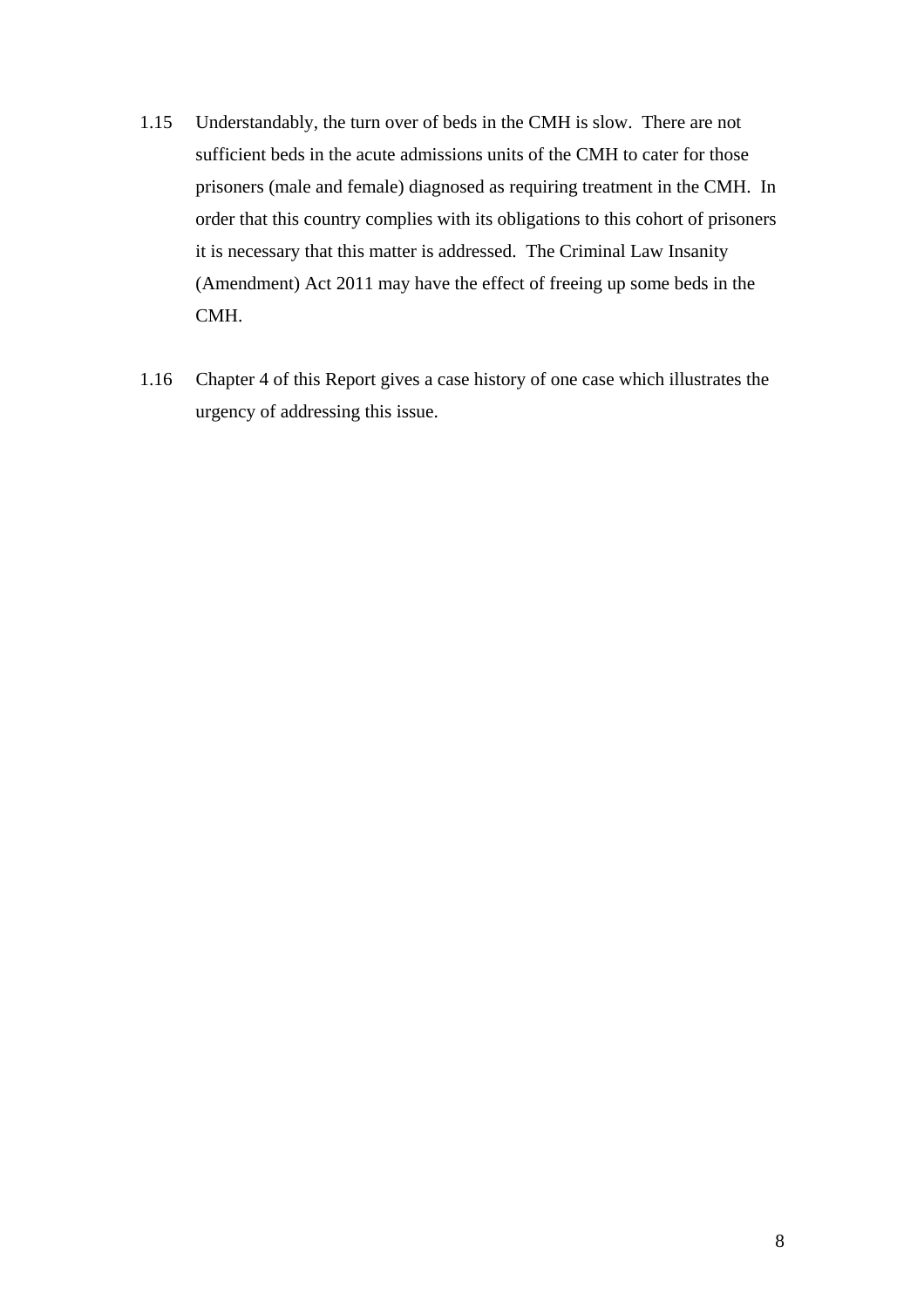1.15 Understandably, the turn over of beds in the CMH is slow. There are not sufficient beds in the acute admissions units of the CMH to cater for those prisoners (male and female) diagnosed as requiring treatment in the CMH. In order that this country complies with its obligations to this cohort of prisoners it is necessary that this matter is addressed. The Criminal Law Insanity (Amendment) Act 2011 may have the effect of freeing up some beds in the CMH.

1.16 Chapter 4 of this Report gives a case history of one case which illustrates the urgency of addressing this issue.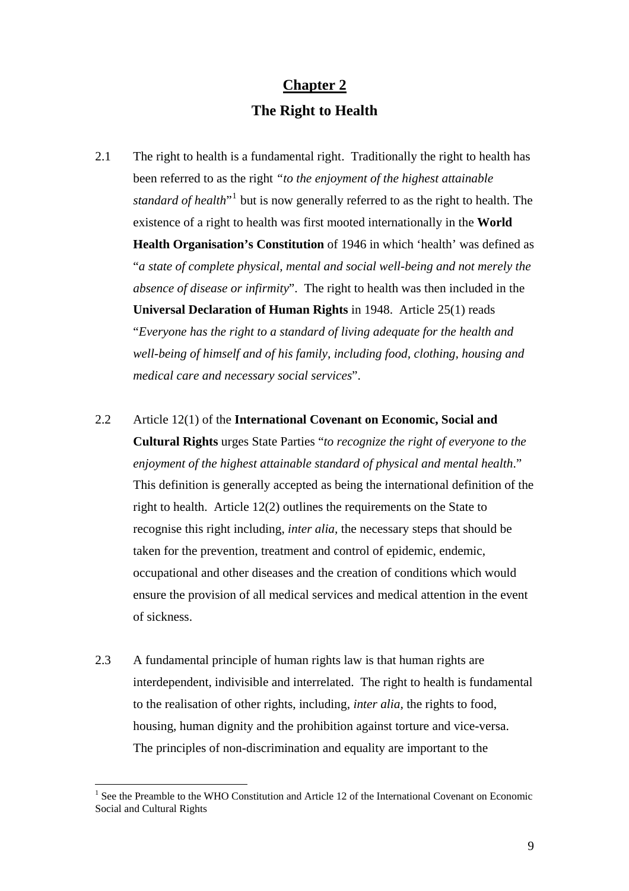# Chapter 2

## The Right to Health

2.1 The right to health is a fundamental right. Traditionally the right to health has been referred to as the right *"to the enjoyment of the highest attainable standard of health*"[1] but is now generally referred to as the right to health. The existence of a right to health was first mooted internationally in the **World Health Organisation's Constitution** of 1946 in which 'health' was defined as "*a state of complete physical, mental and social well-being and not merely the absence of disease or infirmity*". The right to health was then included in the **Universal Declaration of Human Rights** in 1948. Article 25(1) reads "*Everyone has the right to a standard of living adequate for the health and well-being of himself and of his family, including food, clothing, housing and medical care and necessary social services*".

2.2 Article 12(1) of the **International Covenant on Economic, Social and Cultural Rights** urges State Parties "*to recognize the right of everyone to the enjoyment of the highest attainable standard of physical and mental health*." This definition is generally accepted as being the international definition of the right to health. Article 12(2) outlines the requirements on the State to recognise this right including, *inter alia*, the necessary steps that should be taken for the prevention, treatment and control of epidemic, endemic, occupational and other diseases and the creation of conditions which would ensure the provision of all medical services and medical attention in the event of sickness.

2.3 A fundamental principle of human rights law is that human rights are interdependent, indivisible and interrelated. The right to health is fundamental to the realisation of other rights, including, *inter alia*, the rights to food, housing, human dignity and the prohibition against torture and vice-versa. The principles of non-discrimination and equality are important to the

---

[1] See the Preamble to the WHO Constitution and Article 12 of the International Covenant on Economic Social and Cultural Rights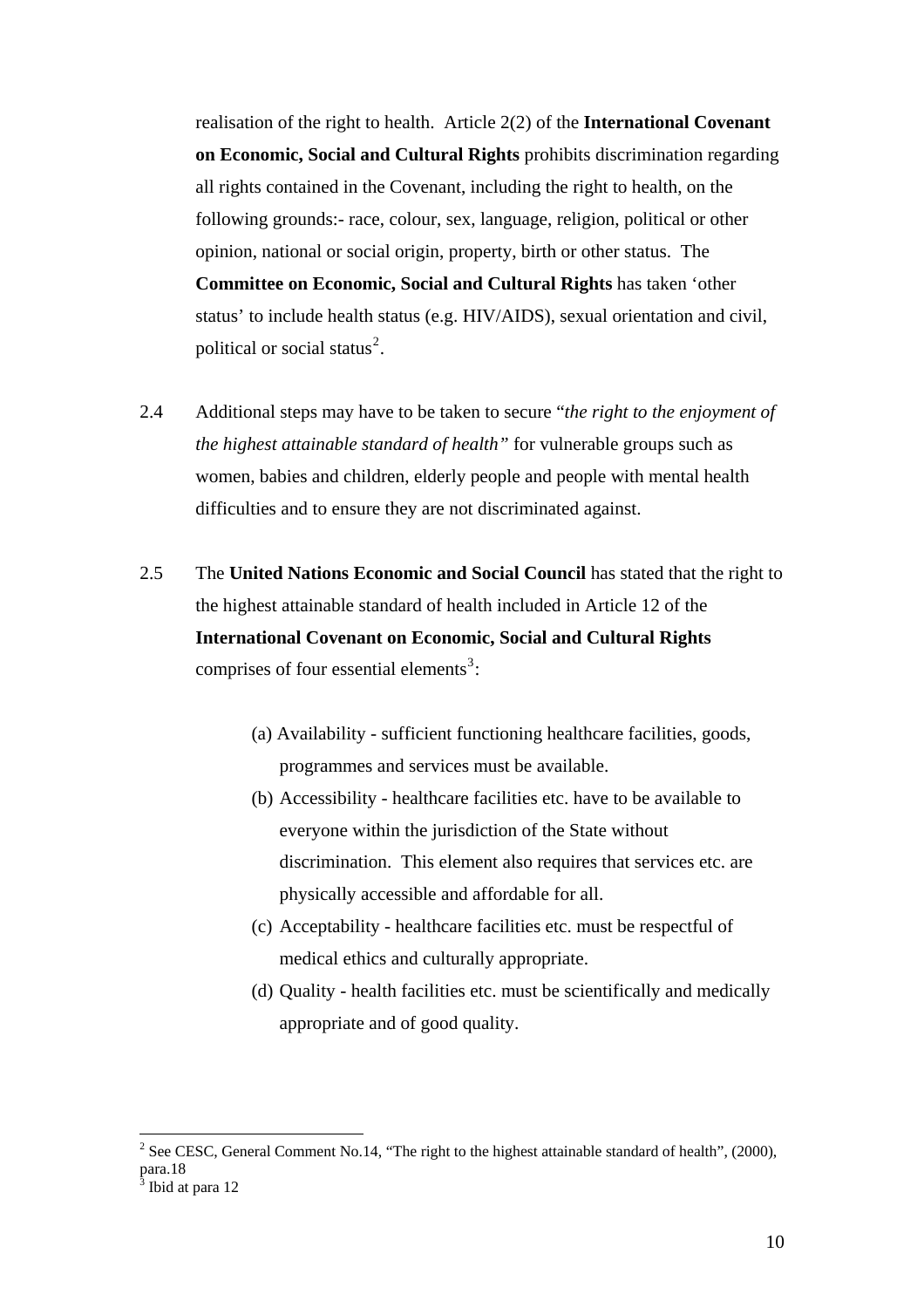realisation of the right to health. Article 2(2) of the **International Covenant on Economic, Social and Cultural Rights** prohibits discrimination regarding all rights contained in the Covenant, including the right to health, on the following grounds:- race, colour, sex, language, religion, political or other opinion, national or social origin, property, birth or other status. The **Committee on Economic, Social and Cultural Rights** has taken 'other status' to include health status (e.g. HIV/AIDS), sexual orientation and civil, political or social status[2].

2.4 Additional steps may have to be taken to secure "*the right to the enjoyment of the highest attainable standard of health*" for vulnerable groups such as women, babies and children, elderly people and people with mental health difficulties and to ensure they are not discriminated against.

2.5 The **United Nations Economic and Social Council** has stated that the right to the highest attainable standard of health included in Article 12 of the **International Covenant on Economic, Social and Cultural Rights** comprises of four essential elements[3]:

(a) Availability - sufficient functioning healthcare facilities, goods, programmes and services must be available.

(b) Accessibility - healthcare facilities etc. have to be available to everyone within the jurisdiction of the State without discrimination. This element also requires that services etc. are physically accessible and affordable for all.

(c) Acceptability - healthcare facilities etc. must be respectful of medical ethics and culturally appropriate.

(d) Quality - health facilities etc. must be scientifically and medically appropriate and of good quality.

---

[2] See CESC, General Comment No.14, "The right to the highest attainable standard of health", (2000), para.18

[3] Ibid at para 12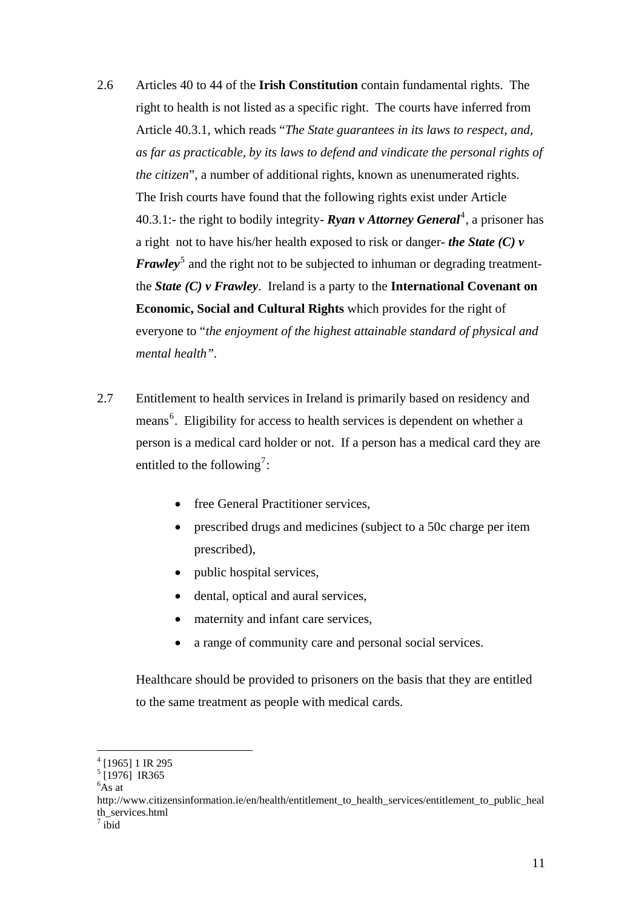2.6 Articles 40 to 44 of the **Irish Constitution** contain fundamental rights. The right to health is not listed as a specific right. The courts have inferred from Article 40.3.1, which reads "*The State guarantees in its laws to respect, and, as far as practicable, by its laws to defend and vindicate the personal rights of the citizen*", a number of additional rights, known as unenumerated rights. The Irish courts have found that the following rights exist under Article 40.3.1:- the right to bodily integrity- ***Ryan v Attorney General***[4], a prisoner has a right not to have his/her health exposed to risk or danger- ***the State (C) v Frawley***[5] and the right not to be subjected to inhuman or degrading treatment- the ***State (C) v Frawley***. Ireland is a party to the **International Covenant on Economic, Social and Cultural Rights** which provides for the right of everyone to "*the enjoyment of the highest attainable standard of physical and mental health"*.

2.7 Entitlement to health services in Ireland is primarily based on residency and means[6]. Eligibility for access to health services is dependent on whether a person is a medical card holder or not. If a person has a medical card they are entitled to the following[7]:

- free General Practitioner services,
- prescribed drugs and medicines (subject to a 50c charge per item prescribed),
- public hospital services,
- dental, optical and aural services,
- maternity and infant care services,
- a range of community care and personal social services.

Healthcare should be provided to prisoners on the basis that they are entitled to the same treatment as people with medical cards.

---

[4] [1965] 1 IR 295

[5] [1976] IR365

[6] As at http://www.citizensinformation.ie/en/health/entitlement_to_health_services/entitlement_to_public_health_services.html

[7] ibid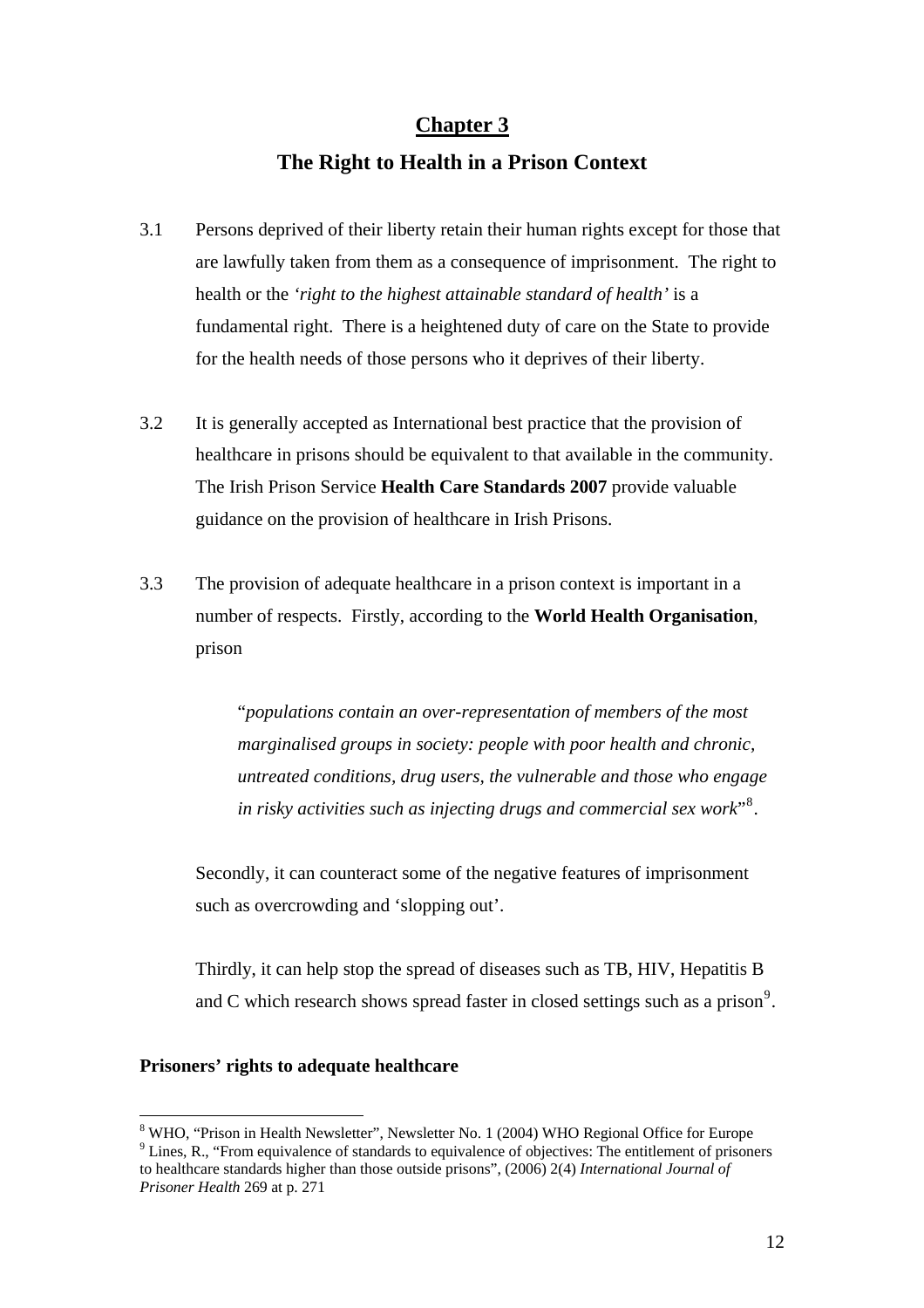# Chapter 3

## The Right to Health in a Prison Context

3.1 Persons deprived of their liberty retain their human rights except for those that are lawfully taken from them as a consequence of imprisonment. The right to health or the *'right to the highest attainable standard of health'* is a fundamental right. There is a heightened duty of care on the State to provide for the health needs of those persons who it deprives of their liberty.

3.2 It is generally accepted as International best practice that the provision of healthcare in prisons should be equivalent to that available in the community. The Irish Prison Service **Health Care Standards 2007** provide valuable guidance on the provision of healthcare in Irish Prisons.

3.3 The provision of adequate healthcare in a prison context is important in a number of respects. Firstly, according to the **World Health Organisation**, prison

> "*populations contain an over-representation of members of the most marginalised groups in society: people with poor health and chronic, untreated conditions, drug users, the vulnerable and those who engage in risky activities such as injecting drugs and commercial sex work*"[8].

Secondly, it can counteract some of the negative features of imprisonment such as overcrowding and 'slopping out'.

Thirdly, it can help stop the spread of diseases such as TB, HIV, Hepatitis B and C which research shows spread faster in closed settings such as a prison[9].

**Prisoners' rights to adequate healthcare**

---

[8] WHO, "Prison in Health Newsletter", Newsletter No. 1 (2004) WHO Regional Office for Europe

[9] Lines, R., "From equivalence of standards to equivalence of objectives: The entitlement of prisoners to healthcare standards higher than those outside prisons", (2006) 2(4) *International Journal of Prisoner Health* 269 at p. 271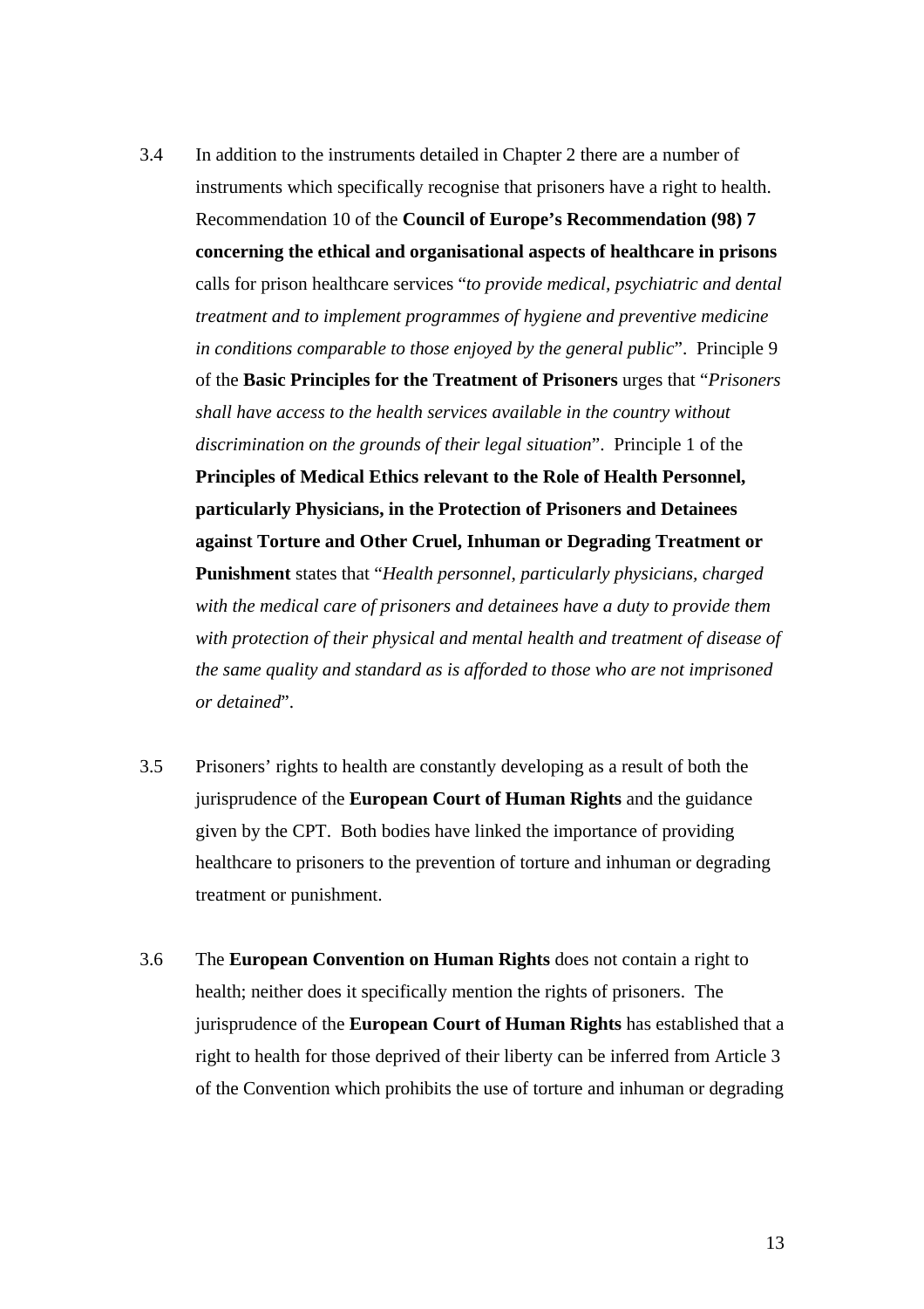3.4 In addition to the instruments detailed in Chapter 2 there are a number of instruments which specifically recognise that prisoners have a right to health. Recommendation 10 of the **Council of Europe's Recommendation (98) 7 concerning the ethical and organisational aspects of healthcare in prisons** calls for prison healthcare services "*to provide medical, psychiatric and dental treatment and to implement programmes of hygiene and preventive medicine in conditions comparable to those enjoyed by the general public*". Principle 9 of the **Basic Principles for the Treatment of Prisoners** urges that "*Prisoners shall have access to the health services available in the country without discrimination on the grounds of their legal situation*". Principle 1 of the **Principles of Medical Ethics relevant to the Role of Health Personnel, particularly Physicians, in the Protection of Prisoners and Detainees against Torture and Other Cruel, Inhuman or Degrading Treatment or Punishment** states that "*Health personnel, particularly physicians, charged with the medical care of prisoners and detainees have a duty to provide them with protection of their physical and mental health and treatment of disease of the same quality and standard as is afforded to those who are not imprisoned or detained*".

3.5 Prisoners' rights to health are constantly developing as a result of both the jurisprudence of the **European Court of Human Rights** and the guidance given by the CPT. Both bodies have linked the importance of providing healthcare to prisoners to the prevention of torture and inhuman or degrading treatment or punishment.

3.6 The **European Convention on Human Rights** does not contain a right to health; neither does it specifically mention the rights of prisoners. The jurisprudence of the **European Court of Human Rights** has established that a right to health for those deprived of their liberty can be inferred from Article 3 of the Convention which prohibits the use of torture and inhuman or degrading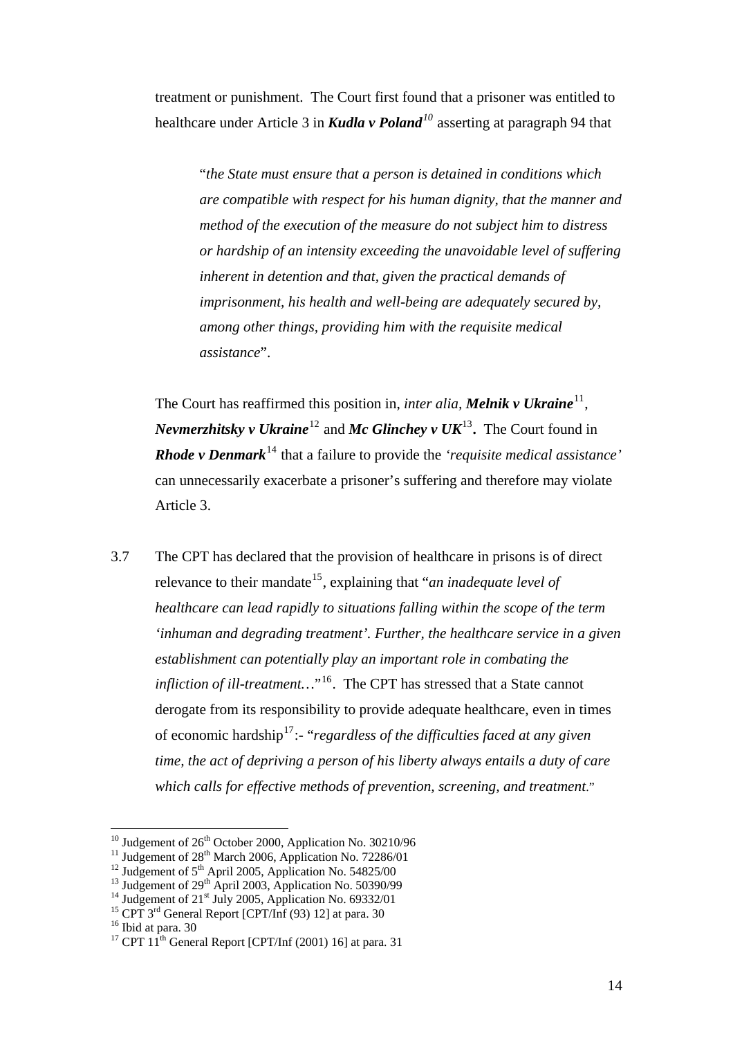treatment or punishment. The Court first found that a prisoner was entitled to healthcare under Article 3 in ***Kudla v Poland***[10] asserting at paragraph 94 that

> "*the State must ensure that a person is detained in conditions which are compatible with respect for his human dignity, that the manner and method of the execution of the measure do not subject him to distress or hardship of an intensity exceeding the unavoidable level of suffering inherent in detention and that, given the practical demands of imprisonment, his health and well-being are adequately secured by, among other things, providing him with the requisite medical assistance*".

The Court has reaffirmed this position in, *inter alia,* ***Melnik v Ukraine***[11], ***Nevmerzhitsky v Ukraine***[12] and ***Mc Glinchey v UK***[13]**.** The Court found in ***Rhode v Denmark***[14] that a failure to provide the *'requisite medical assistance'* can unnecessarily exacerbate a prisoner's suffering and therefore may violate Article 3.

3.7 The CPT has declared that the provision of healthcare in prisons is of direct relevance to their mandate[15], explaining that "*an inadequate level of healthcare can lead rapidly to situations falling within the scope of the term 'inhuman and degrading treatment'. Further, the healthcare service in a given establishment can potentially play an important role in combating the infliction of ill-treatment…*"[16]. The CPT has stressed that a State cannot derogate from its responsibility to provide adequate healthcare, even in times of economic hardship[17]:- "*regardless of the difficulties faced at any given time, the act of depriving a person of his liberty always entails a duty of care which calls for effective methods of prevention, screening, and treatment*."

---

[10] Judgement of 26th October 2000, Application No. 30210/96
[11] Judgement of 28th March 2006, Application No. 72286/01
[12] Judgement of 5th April 2005, Application No. 54825/00
[13] Judgement of 29th April 2003, Application No. 50390/99
[14] Judgement of 21st July 2005, Application No. 69332/01
[15] CPT 3rd General Report [CPT/Inf (93) 12] at para. 30
[16] Ibid at para. 30
[17] CPT 11th General Report [CPT/Inf (2001) 16] at para. 31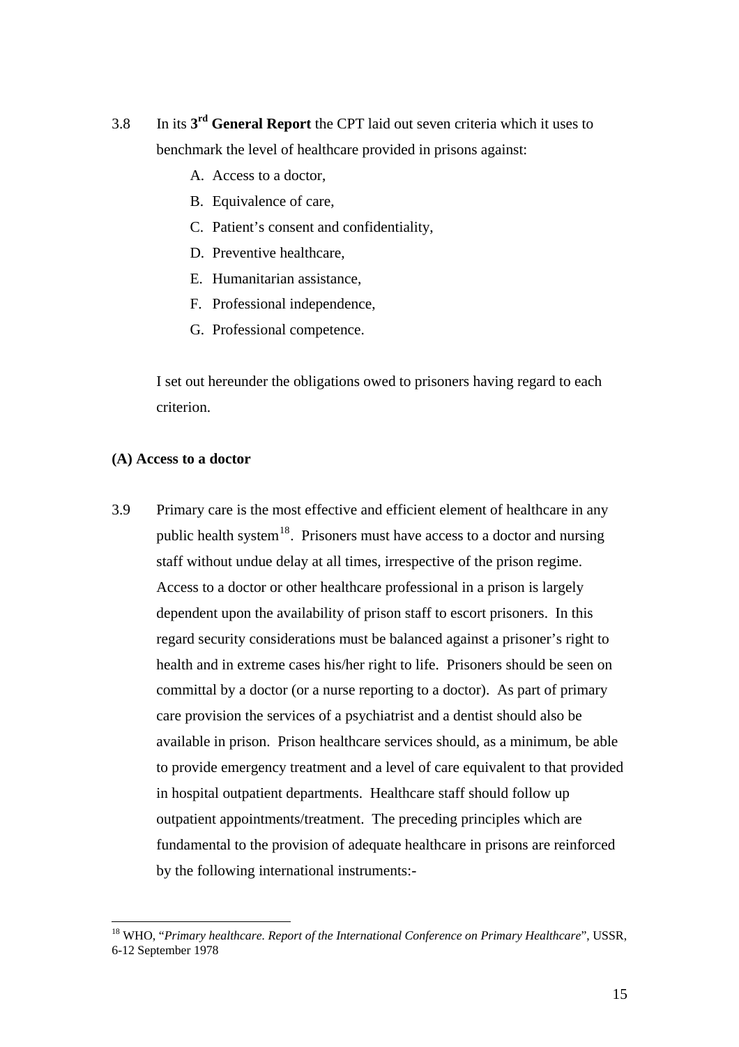3.8 In its **3rd General Report** the CPT laid out seven criteria which it uses to benchmark the level of healthcare provided in prisons against:

A. Access to a doctor,
B. Equivalence of care,
C. Patient's consent and confidentiality,
D. Preventive healthcare,
E. Humanitarian assistance,
F. Professional independence,
G. Professional competence.

I set out hereunder the obligations owed to prisoners having regard to each criterion.

**(A) Access to a doctor**

3.9 Primary care is the most effective and efficient element of healthcare in any public health system[18]. Prisoners must have access to a doctor and nursing staff without undue delay at all times, irrespective of the prison regime. Access to a doctor or other healthcare professional in a prison is largely dependent upon the availability of prison staff to escort prisoners. In this regard security considerations must be balanced against a prisoner's right to health and in extreme cases his/her right to life. Prisoners should be seen on committal by a doctor (or a nurse reporting to a doctor). As part of primary care provision the services of a psychiatrist and a dentist should also be available in prison. Prison healthcare services should, as a minimum, be able to provide emergency treatment and a level of care equivalent to that provided in hospital outpatient departments. Healthcare staff should follow up outpatient appointments/treatment. The preceding principles which are fundamental to the provision of adequate healthcare in prisons are reinforced by the following international instruments:-

[18] WHO, "*Primary healthcare. Report of the International Conference on Primary Healthcare*", USSR, 6-12 September 1978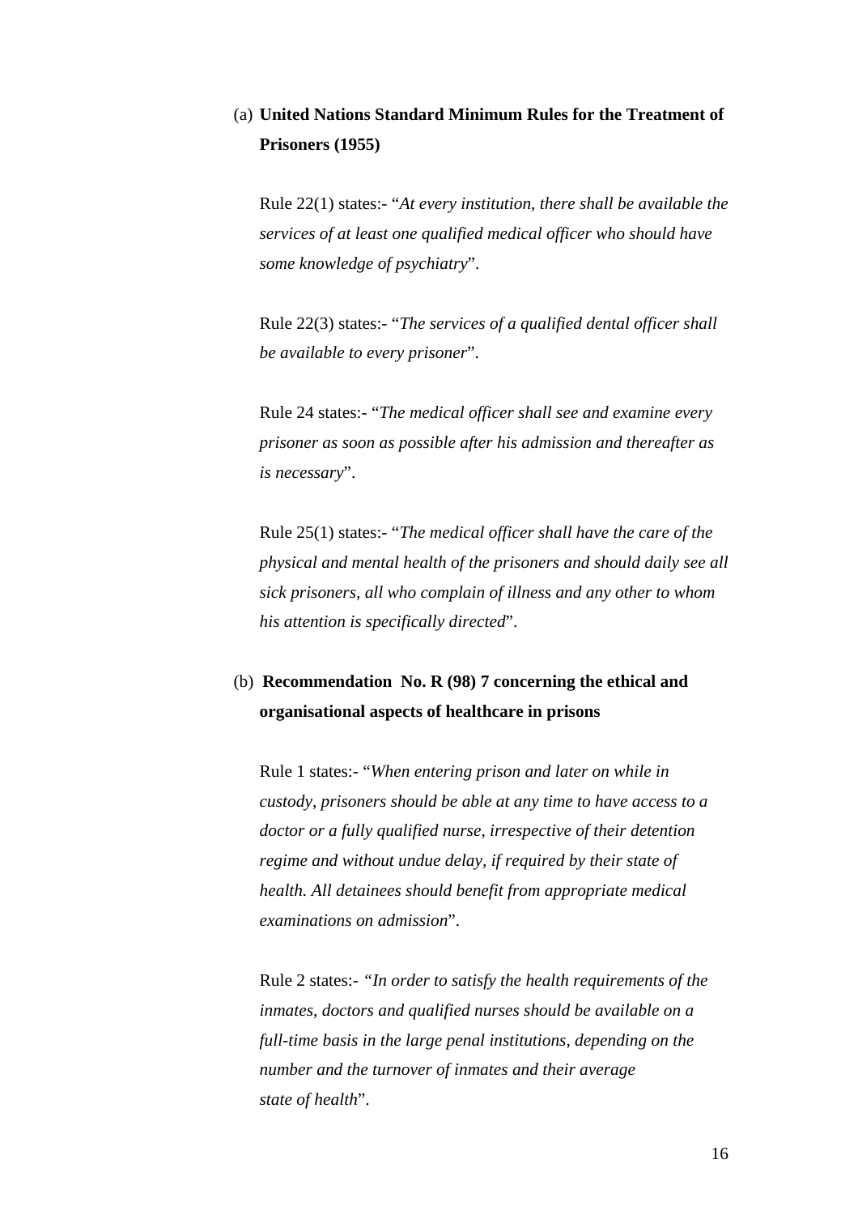(a) **United Nations Standard Minimum Rules for the Treatment of Prisoners (1955)**

Rule 22(1) states:- "*At every institution, there shall be available the services of at least one qualified medical officer who should have some knowledge of psychiatry*".

Rule 22(3) states:- "*The services of a qualified dental officer shall be available to every prisoner*".

Rule 24 states:- "*The medical officer shall see and examine every prisoner as soon as possible after his admission and thereafter as is necessary*".

Rule 25(1) states:- "*The medical officer shall have the care of the physical and mental health of the prisoners and should daily see all sick prisoners, all who complain of illness and any other to whom his attention is specifically directed*".

(b) **Recommendation No. R (98) 7 concerning the ethical and organisational aspects of healthcare in prisons**

Rule 1 states:- "*When entering prison and later on while in custody, prisoners should be able at any time to have access to a doctor or a fully qualified nurse, irrespective of their detention regime and without undue delay, if required by their state of health. All detainees should benefit from appropriate medical examinations on admission*".

Rule 2 states:- "*In order to satisfy the health requirements of the inmates, doctors and qualified nurses should be available on a full-time basis in the large penal institutions, depending on the number and the turnover of inmates and their average state of health*".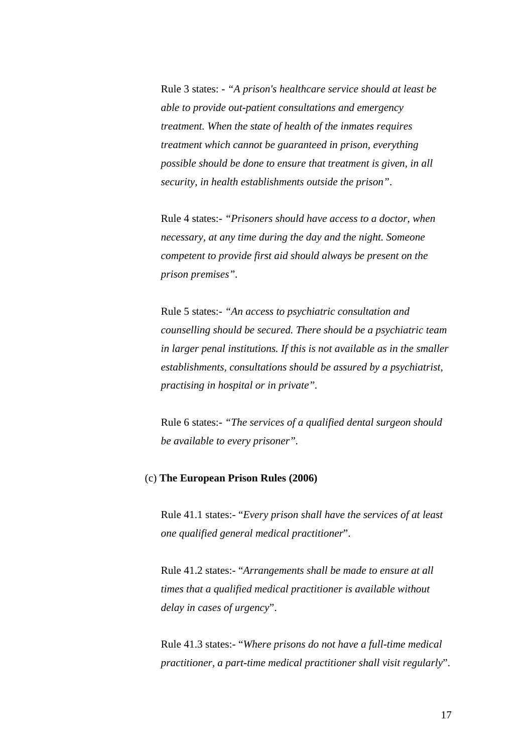Rule 3 states: - *"A prison's healthcare service should at least be able to provide out-patient consultations and emergency treatment. When the state of health of the inmates requires treatment which cannot be guaranteed in prison, everything possible should be done to ensure that treatment is given, in all security, in health establishments outside the prison"*.

Rule 4 states:- *"Prisoners should have access to a doctor, when necessary, at any time during the day and the night. Someone competent to provide first aid should always be present on the prison premises"*.

Rule 5 states:- *"An access to psychiatric consultation and counselling should be secured. There should be a psychiatric team in larger penal institutions. If this is not available as in the smaller establishments, consultations should be assured by a psychiatrist, practising in hospital or in private"*.

Rule 6 states:- *"The services of a qualified dental surgeon should be available to every prisoner"*.

(c) **The European Prison Rules (2006)**

Rule 41.1 states:- "*Every prison shall have the services of at least one qualified general medical practitioner*".

Rule 41.2 states:- "*Arrangements shall be made to ensure at all times that a qualified medical practitioner is available without delay in cases of urgency*".

Rule 41.3 states:- "*Where prisons do not have a full-time medical practitioner, a part-time medical practitioner shall visit regularly*".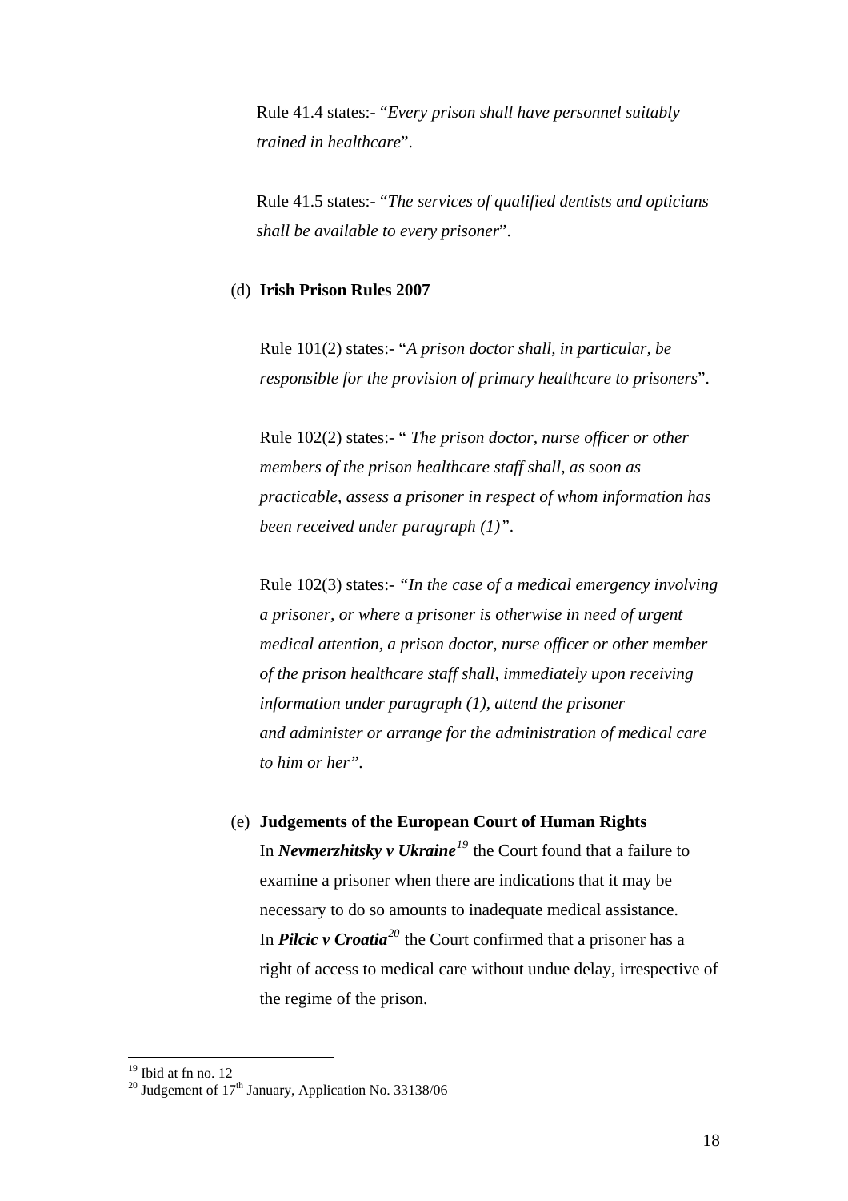Rule 41.4 states:- "*Every prison shall have personnel suitably trained in healthcare*".

Rule 41.5 states:- "*The services of qualified dentists and opticians shall be available to every prisoner*".

(d) **Irish Prison Rules 2007**

Rule 101(2) states:- "*A prison doctor shall, in particular, be responsible for the provision of primary healthcare to prisoners*".

Rule 102(2) states:- " *The prison doctor, nurse officer or other members of the prison healthcare staff shall, as soon as practicable, assess a prisoner in respect of whom information has been received under paragraph (1)"*.

Rule 102(3) states:- *"In the case of a medical emergency involving a prisoner, or where a prisoner is otherwise in need of urgent medical attention, a prison doctor, nurse officer or other member of the prison healthcare staff shall, immediately upon receiving information under paragraph (1), attend the prisoner and administer or arrange for the administration of medical care to him or her"*.

(e) **Judgements of the European Court of Human Rights**

In ***Nevmerzhitsky v Ukraine***[19] the Court found that a failure to examine a prisoner when there are indications that it may be necessary to do so amounts to inadequate medical assistance. In ***Pilcic v Croatia***[20] the Court confirmed that a prisoner has a right of access to medical care without undue delay, irrespective of the regime of the prison.

---

[19] Ibid at fn no. 12

[20] Judgement of 17th January, Application No. 33138/06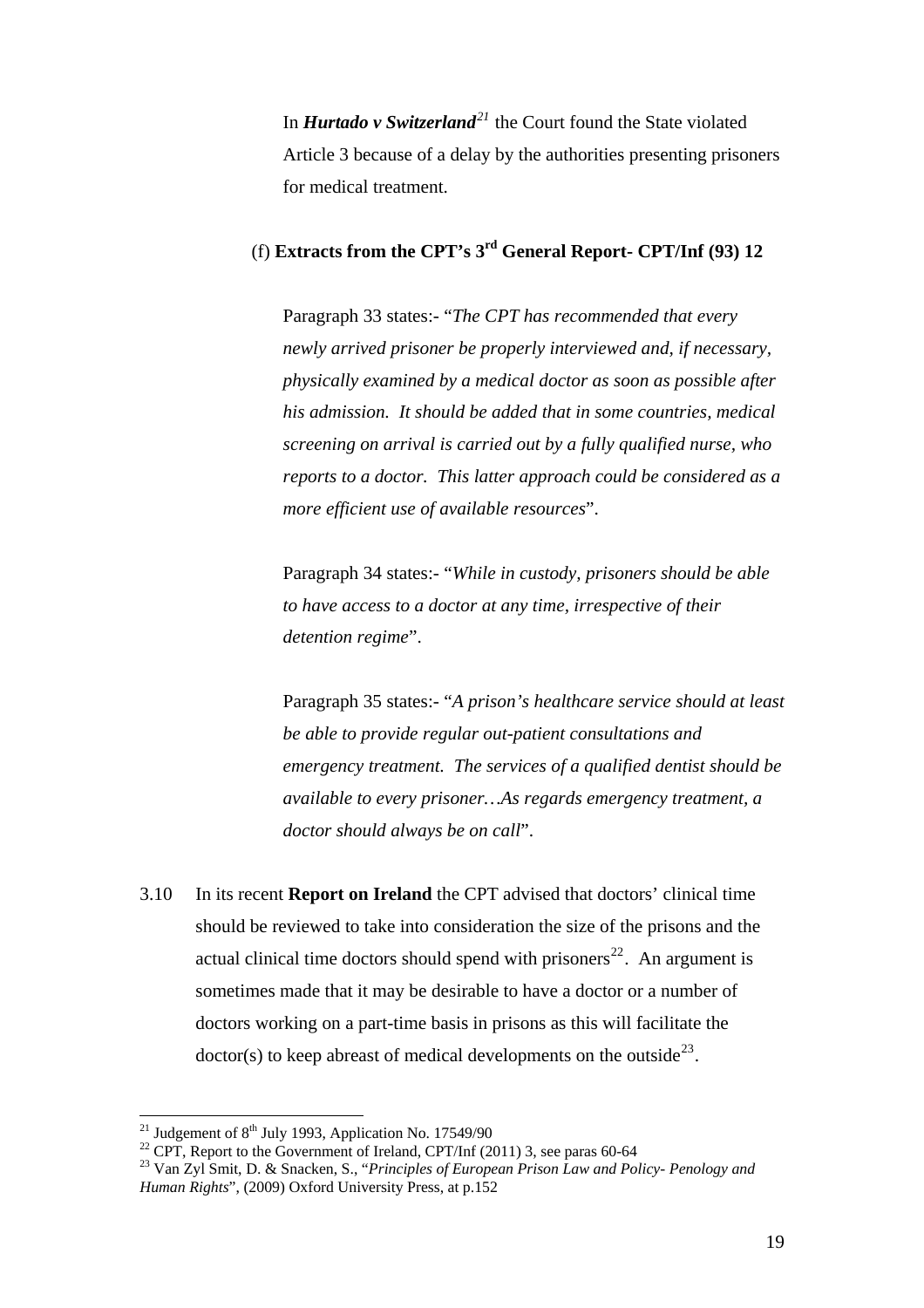In ***Hurtado v Switzerland***[21] the Court found the State violated Article 3 because of a delay by the authorities presenting prisoners for medical treatment.

(f) **Extracts from the CPT's 3rd General Report- CPT/Inf (93) 12**

Paragraph 33 states:- "*The CPT has recommended that every newly arrived prisoner be properly interviewed and, if necessary, physically examined by a medical doctor as soon as possible after his admission. It should be added that in some countries, medical screening on arrival is carried out by a fully qualified nurse, who reports to a doctor. This latter approach could be considered as a more efficient use of available resources*".

Paragraph 34 states:- "*While in custody, prisoners should be able to have access to a doctor at any time, irrespective of their detention regime*".

Paragraph 35 states:- "*A prison's healthcare service should at least be able to provide regular out-patient consultations and emergency treatment. The services of a qualified dentist should be available to every prisoner…As regards emergency treatment, a doctor should always be on call*".

3.10 In its recent **Report on Ireland** the CPT advised that doctors' clinical time should be reviewed to take into consideration the size of the prisons and the actual clinical time doctors should spend with prisoners[22]. An argument is sometimes made that it may be desirable to have a doctor or a number of doctors working on a part-time basis in prisons as this will facilitate the doctor(s) to keep abreast of medical developments on the outside[23].

---

[21] Judgement of 8th July 1993, Application No. 17549/90

[22] CPT, Report to the Government of Ireland, CPT/Inf (2011) 3, see paras 60-64

[23] Van Zyl Smit, D. & Snacken, S., "*Principles of European Prison Law and Policy- Penology and Human Rights*", (2009) Oxford University Press, at p.152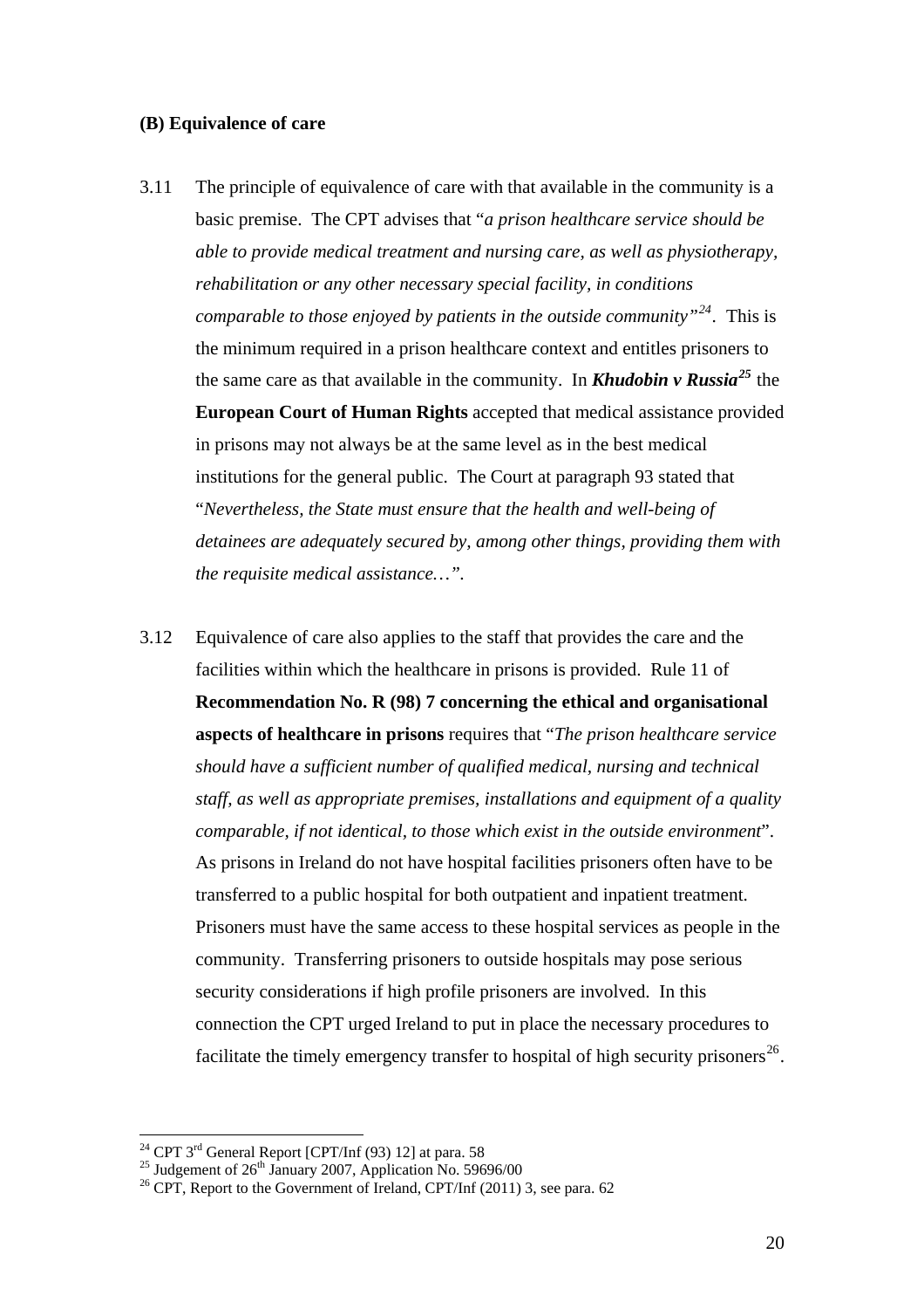**(B) Equivalence of care**

3.11 The principle of equivalence of care with that available in the community is a basic premise. The CPT advises that "*a prison healthcare service should be able to provide medical treatment and nursing care, as well as physiotherapy, rehabilitation or any other necessary special facility, in conditions comparable to those enjoyed by patients in the outside community*"[24]. This is the minimum required in a prison healthcare context and entitles prisoners to the same care as that available in the community. In ***Khudobin v Russia***[25] the **European Court of Human Rights** accepted that medical assistance provided in prisons may not always be at the same level as in the best medical institutions for the general public. The Court at paragraph 93 stated that "*Nevertheless, the State must ensure that the health and well-being of detainees are adequately secured by, among other things, providing them with the requisite medical assistance…*".

3.12 Equivalence of care also applies to the staff that provides the care and the facilities within which the healthcare in prisons is provided. Rule 11 of **Recommendation No. R (98) 7 concerning the ethical and organisational aspects of healthcare in prisons** requires that "*The prison healthcare service should have a sufficient number of qualified medical, nursing and technical staff, as well as appropriate premises, installations and equipment of a quality comparable, if not identical, to those which exist in the outside environment*". As prisons in Ireland do not have hospital facilities prisoners often have to be transferred to a public hospital for both outpatient and inpatient treatment. Prisoners must have the same access to these hospital services as people in the community. Transferring prisoners to outside hospitals may pose serious security considerations if high profile prisoners are involved. In this connection the CPT urged Ireland to put in place the necessary procedures to facilitate the timely emergency transfer to hospital of high security prisoners[26].

---

[24] CPT 3rd General Report [CPT/Inf (93) 12] at para. 58

[25] Judgement of 26th January 2007, Application No. 59696/00

[26] CPT, Report to the Government of Ireland, CPT/Inf (2011) 3, see para. 62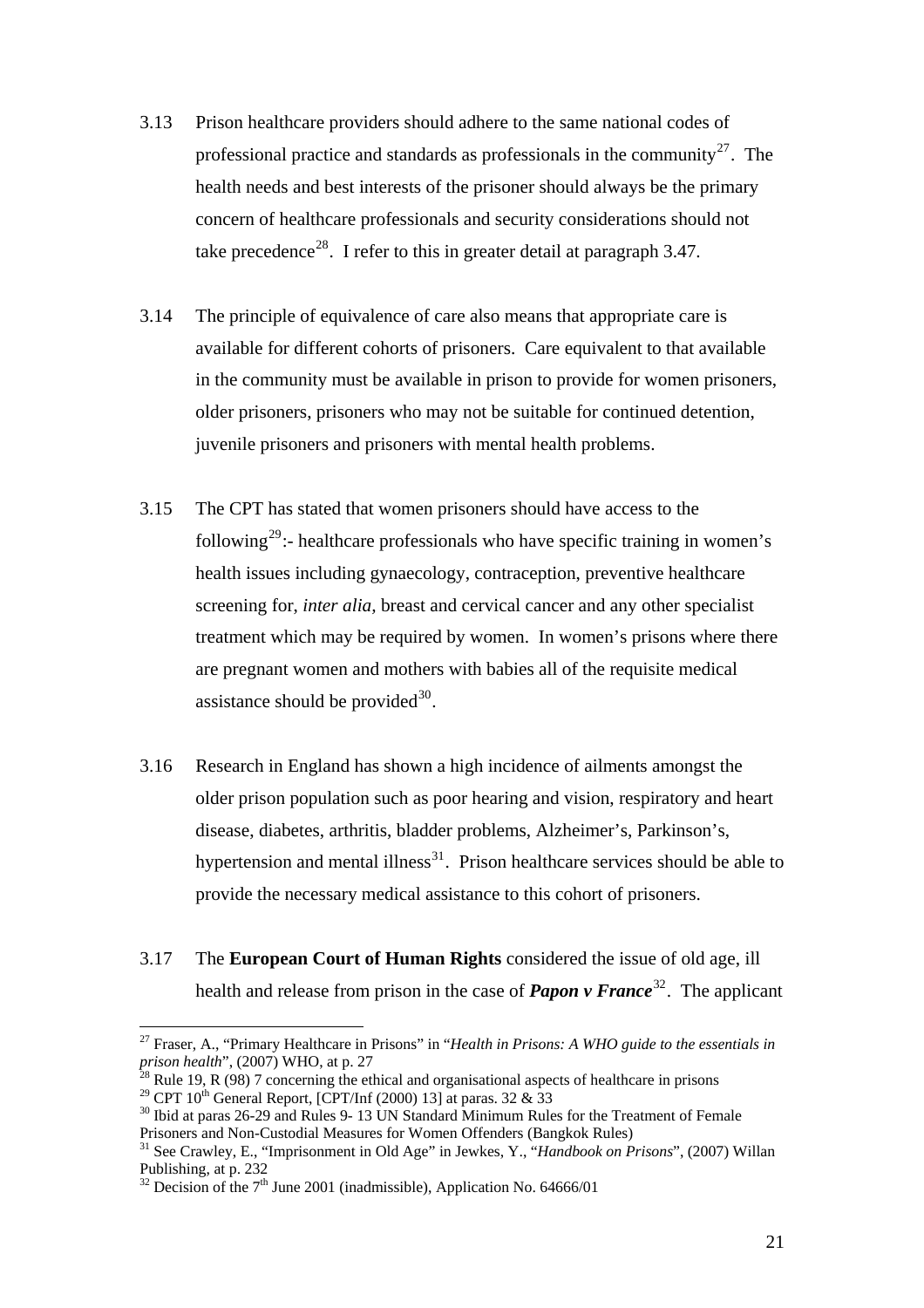3.13 Prison healthcare providers should adhere to the same national codes of professional practice and standards as professionals in the community[27]. The health needs and best interests of the prisoner should always be the primary concern of healthcare professionals and security considerations should not take precedence[28]. I refer to this in greater detail at paragraph 3.47.

3.14 The principle of equivalence of care also means that appropriate care is available for different cohorts of prisoners. Care equivalent to that available in the community must be available in prison to provide for women prisoners, older prisoners, prisoners who may not be suitable for continued detention, juvenile prisoners and prisoners with mental health problems.

3.15 The CPT has stated that women prisoners should have access to the following[29]:- healthcare professionals who have specific training in women's health issues including gynaecology, contraception, preventive healthcare screening for, *inter alia*, breast and cervical cancer and any other specialist treatment which may be required by women. In women's prisons where there are pregnant women and mothers with babies all of the requisite medical assistance should be provided[30].

3.16 Research in England has shown a high incidence of ailments amongst the older prison population such as poor hearing and vision, respiratory and heart disease, diabetes, arthritis, bladder problems, Alzheimer's, Parkinson's, hypertension and mental illness[31]. Prison healthcare services should be able to provide the necessary medical assistance to this cohort of prisoners.

3.17 The **European Court of Human Rights** considered the issue of old age, ill health and release from prison in the case of ***Papon v France***[32]. The applicant

---

[27] Fraser, A., "Primary Healthcare in Prisons" in "*Health in Prisons: A WHO guide to the essentials in prison health*", (2007) WHO, at p. 27

[28] Rule 19, R (98) 7 concerning the ethical and organisational aspects of healthcare in prisons

[29] CPT 10th General Report, [CPT/Inf (2000) 13] at paras. 32 & 33

[30] Ibid at paras 26-29 and Rules 9- 13 UN Standard Minimum Rules for the Treatment of Female Prisoners and Non-Custodial Measures for Women Offenders (Bangkok Rules)

[31] See Crawley, E., "Imprisonment in Old Age" in Jewkes, Y., "*Handbook on Prisons*", (2007) Willan Publishing, at p. 232

[32] Decision of the 7th June 2001 (inadmissible), Application No. 64666/01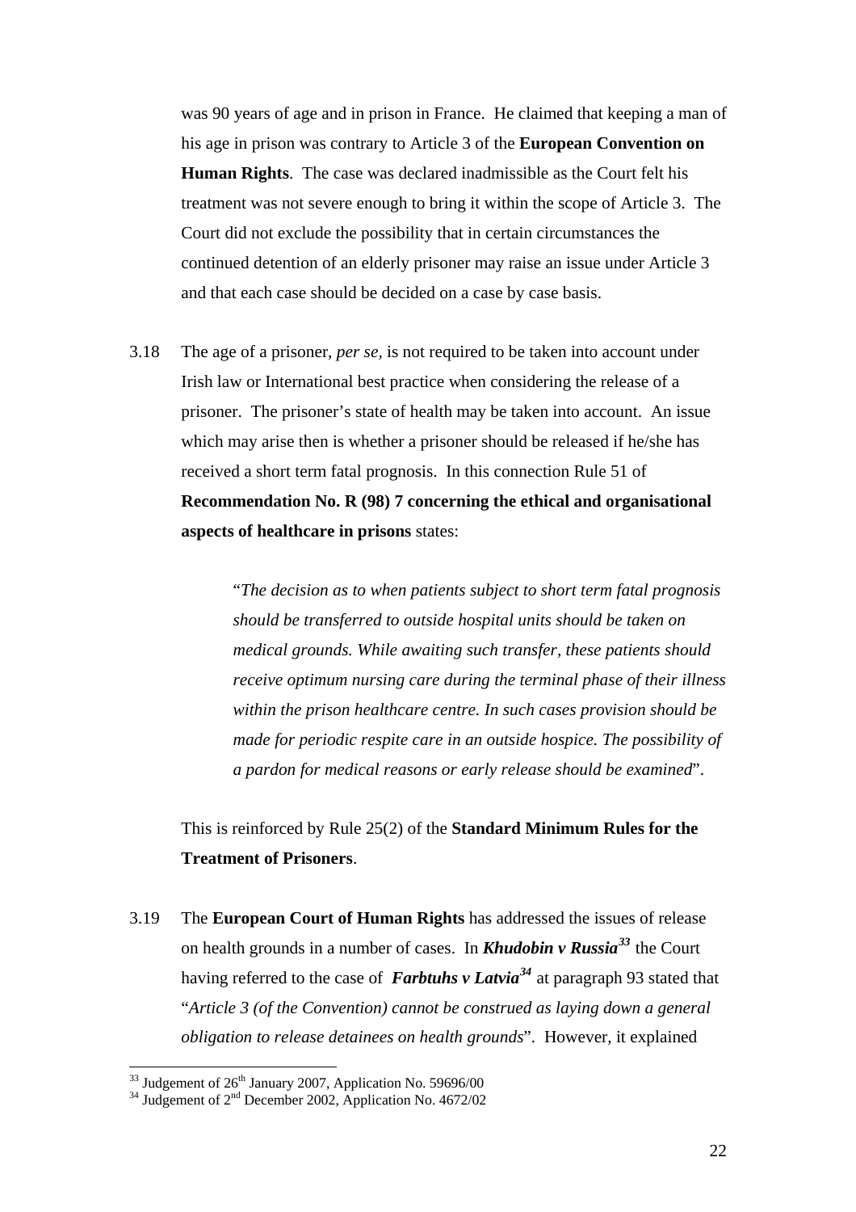was 90 years of age and in prison in France. He claimed that keeping a man of his age in prison was contrary to Article 3 of the **European Convention on Human Rights**. The case was declared inadmissible as the Court felt his treatment was not severe enough to bring it within the scope of Article 3. The Court did not exclude the possibility that in certain circumstances the continued detention of an elderly prisoner may raise an issue under Article 3 and that each case should be decided on a case by case basis.

3.18 The age of a prisoner, *per se*, is not required to be taken into account under Irish law or International best practice when considering the release of a prisoner. The prisoner's state of health may be taken into account. An issue which may arise then is whether a prisoner should be released if he/she has received a short term fatal prognosis. In this connection Rule 51 of **Recommendation No. R (98) 7 concerning the ethical and organisational aspects of healthcare in prisons** states:

> "*The decision as to when patients subject to short term fatal prognosis should be transferred to outside hospital units should be taken on medical grounds. While awaiting such transfer, these patients should receive optimum nursing care during the terminal phase of their illness within the prison healthcare centre. In such cases provision should be made for periodic respite care in an outside hospice. The possibility of a pardon for medical reasons or early release should be examined*".

This is reinforced by Rule 25(2) of the **Standard Minimum Rules for the Treatment of Prisoners**.

3.19 The **European Court of Human Rights** has addressed the issues of release on health grounds in a number of cases. In ***Khudobin v Russia***[33] the Court having referred to the case of ***Farbtuhs v Latvia***[34] at paragraph 93 stated that "*Article 3 (of the Convention) cannot be construed as laying down a general obligation to release detainees on health grounds*". However, it explained

---

[33] Judgement of 26th January 2007, Application No. 59696/00

[34] Judgement of 2nd December 2002, Application No. 4672/02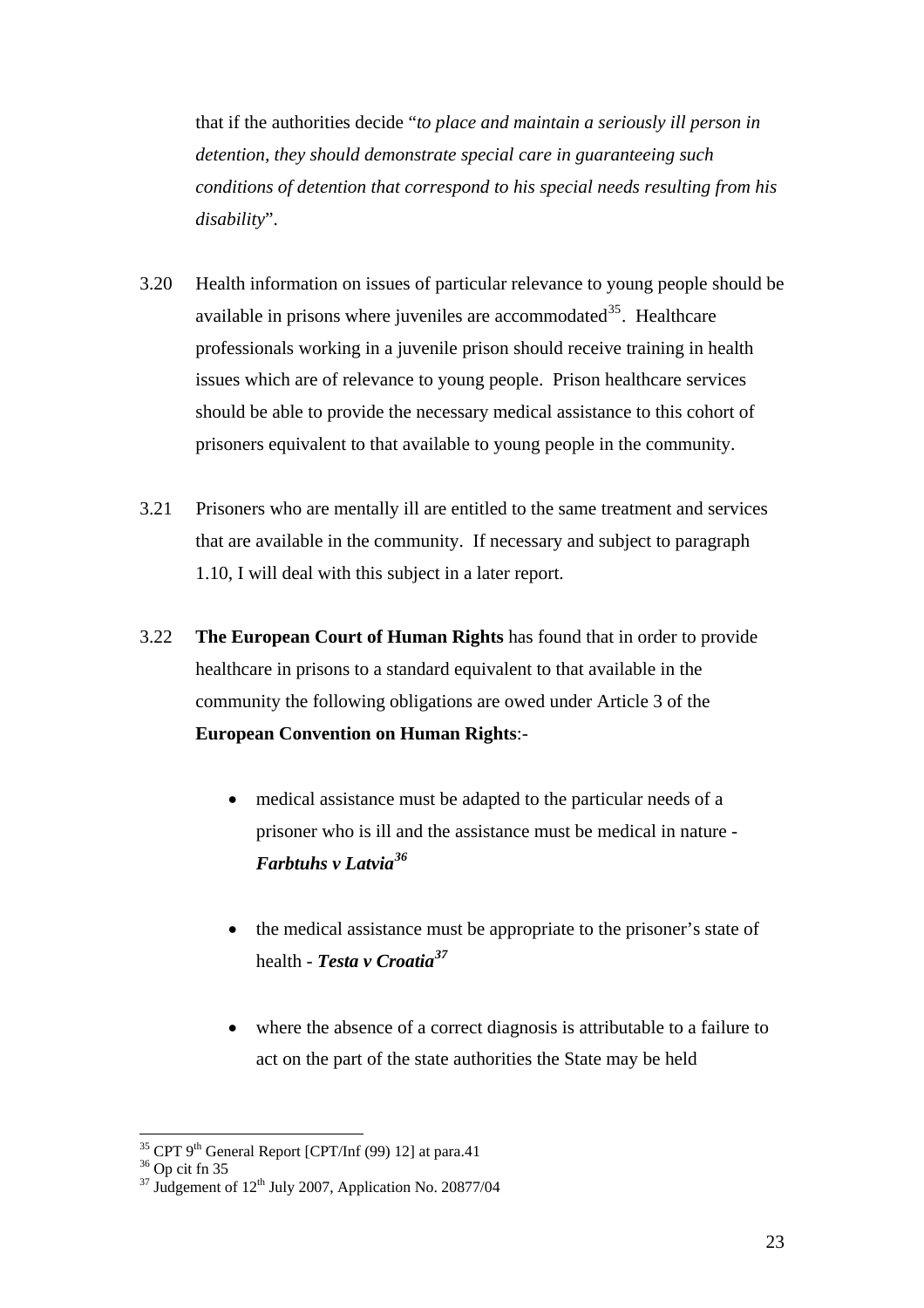that if the authorities decide "*to place and maintain a seriously ill person in detention, they should demonstrate special care in guaranteeing such conditions of detention that correspond to his special needs resulting from his disability*".

3.20 Health information on issues of particular relevance to young people should be available in prisons where juveniles are accommodated[35]. Healthcare professionals working in a juvenile prison should receive training in health issues which are of relevance to young people. Prison healthcare services should be able to provide the necessary medical assistance to this cohort of prisoners equivalent to that available to young people in the community.

3.21 Prisoners who are mentally ill are entitled to the same treatment and services that are available in the community. If necessary and subject to paragraph 1.10, I will deal with this subject in a later report.

3.22 **The European Court of Human Rights** has found that in order to provide healthcare in prisons to a standard equivalent to that available in the community the following obligations are owed under Article 3 of the **European Convention on Human Rights**:-

- medical assistance must be adapted to the particular needs of a prisoner who is ill and the assistance must be medical in nature - ***Farbtuhs v Latvia***[36]

- the medical assistance must be appropriate to the prisoner's state of health - ***Testa v Croatia***[37]

- where the absence of a correct diagnosis is attributable to a failure to act on the part of the state authorities the State may be held

---

[35] CPT 9th General Report [CPT/Inf (99) 12] at para.41
[36] Op cit fn 35
[37] Judgement of 12th July 2007, Application No. 20877/04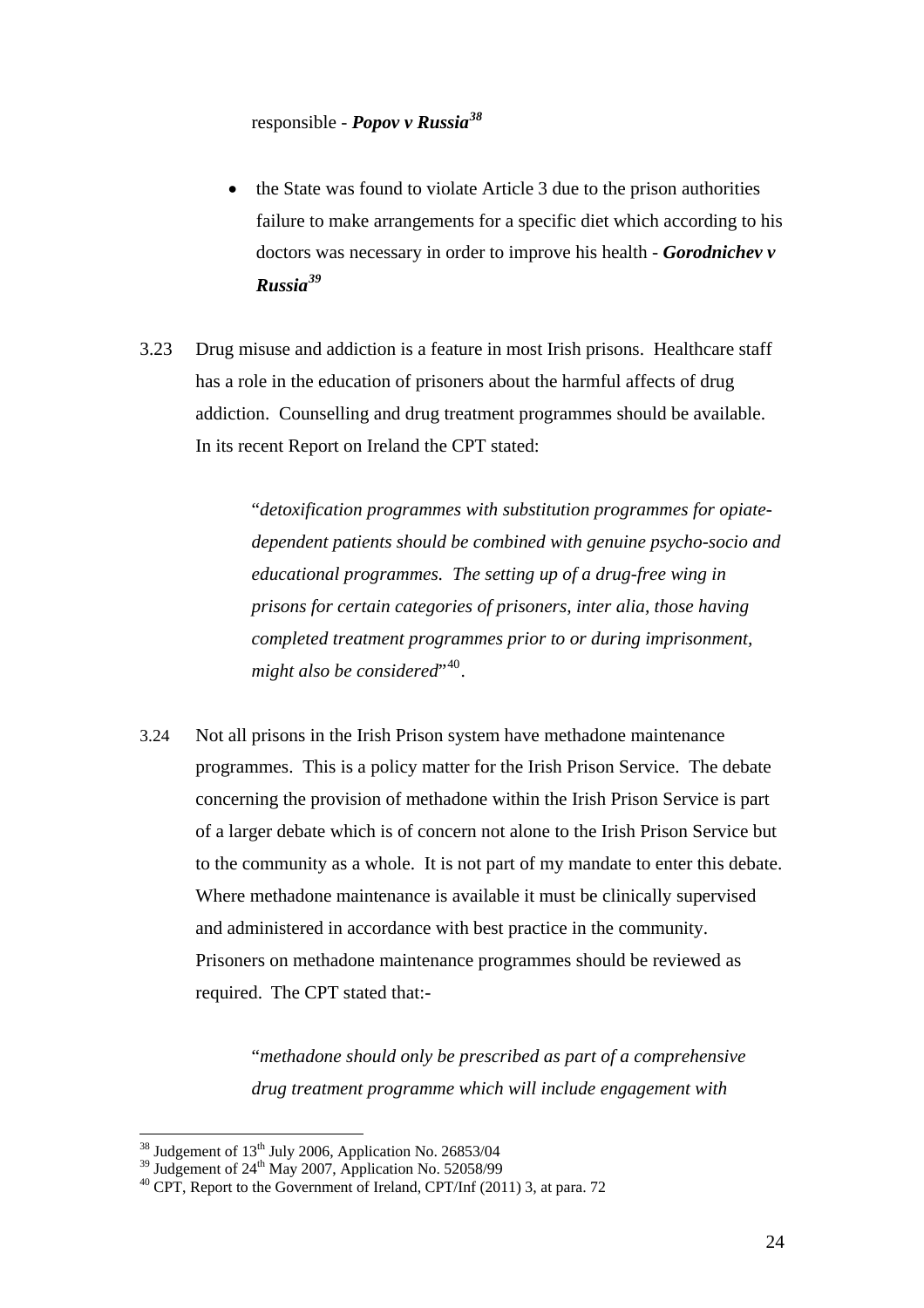responsible - ***Popov v Russia***[38]

- the State was found to violate Article 3 due to the prison authorities failure to make arrangements for a specific diet which according to his doctors was necessary in order to improve his health - ***Gorodnichev v Russia***[39]

3.23 Drug misuse and addiction is a feature in most Irish prisons. Healthcare staff has a role in the education of prisoners about the harmful affects of drug addiction. Counselling and drug treatment programmes should be available. In its recent Report on Ireland the CPT stated:

> "*detoxification programmes with substitution programmes for opiate-dependent patients should be combined with genuine psycho-socio and educational programmes. The setting up of a drug-free wing in prisons for certain categories of prisoners, inter alia, those having completed treatment programmes prior to or during imprisonment, might also be considered*"[40].

3.24 Not all prisons in the Irish Prison system have methadone maintenance programmes. This is a policy matter for the Irish Prison Service. The debate concerning the provision of methadone within the Irish Prison Service is part of a larger debate which is of concern not alone to the Irish Prison Service but to the community as a whole. It is not part of my mandate to enter this debate. Where methadone maintenance is available it must be clinically supervised and administered in accordance with best practice in the community. Prisoners on methadone maintenance programmes should be reviewed as required. The CPT stated that:-

> "*methadone should only be prescribed as part of a comprehensive drug treatment programme which will include engagement with*

---

[38] Judgement of 13th July 2006, Application No. 26853/04

[39] Judgement of 24th May 2007, Application No. 52058/99

[40] CPT, Report to the Government of Ireland, CPT/Inf (2011) 3, at para. 72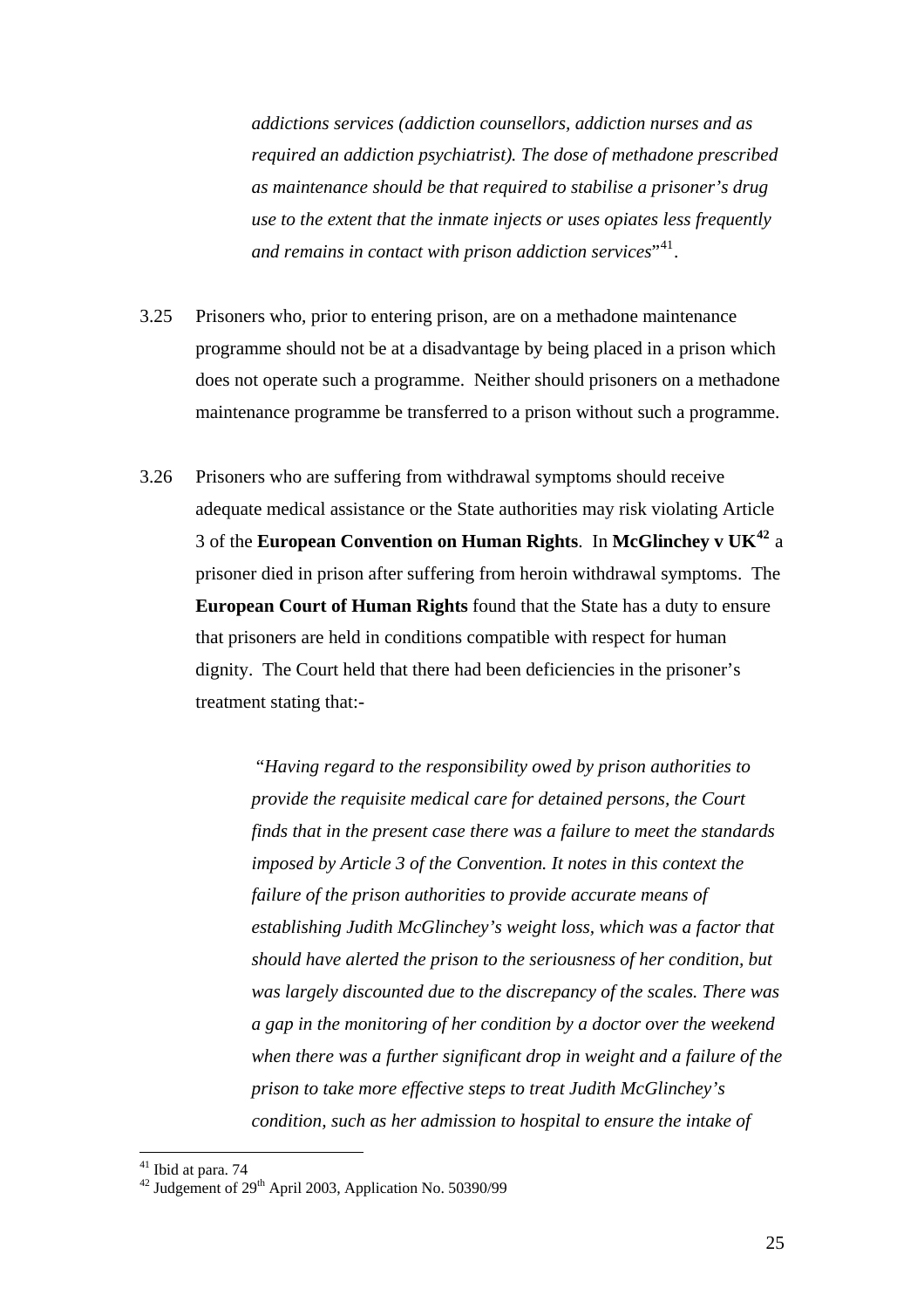*addictions services (addiction counsellors, addiction nurses and as required an addiction psychiatrist). The dose of methadone prescribed as maintenance should be that required to stabilise a prisoner's drug use to the extent that the inmate injects or uses opiates less frequently and remains in contact with prison addiction services*"[41].

3.25 Prisoners who, prior to entering prison, are on a methadone maintenance programme should not be at a disadvantage by being placed in a prison which does not operate such a programme. Neither should prisoners on a methadone maintenance programme be transferred to a prison without such a programme.

3.26 Prisoners who are suffering from withdrawal symptoms should receive adequate medical assistance or the State authorities may risk violating Article 3 of the **European Convention on Human Rights**. In **McGlinchey v UK**[42] a prisoner died in prison after suffering from heroin withdrawal symptoms. The **European Court of Human Rights** found that the State has a duty to ensure that prisoners are held in conditions compatible with respect for human dignity. The Court held that there had been deficiencies in the prisoner's treatment stating that:-

> "*Having regard to the responsibility owed by prison authorities to provide the requisite medical care for detained persons, the Court finds that in the present case there was a failure to meet the standards imposed by Article 3 of the Convention. It notes in this context the failure of the prison authorities to provide accurate means of establishing Judith McGlinchey's weight loss, which was a factor that should have alerted the prison to the seriousness of her condition, but was largely discounted due to the discrepancy of the scales. There was a gap in the monitoring of her condition by a doctor over the weekend when there was a further significant drop in weight and a failure of the prison to take more effective steps to treat Judith McGlinchey's condition, such as her admission to hospital to ensure the intake of*

---

[41] Ibid at para. 74

[42] Judgement of 29th April 2003, Application No. 50390/99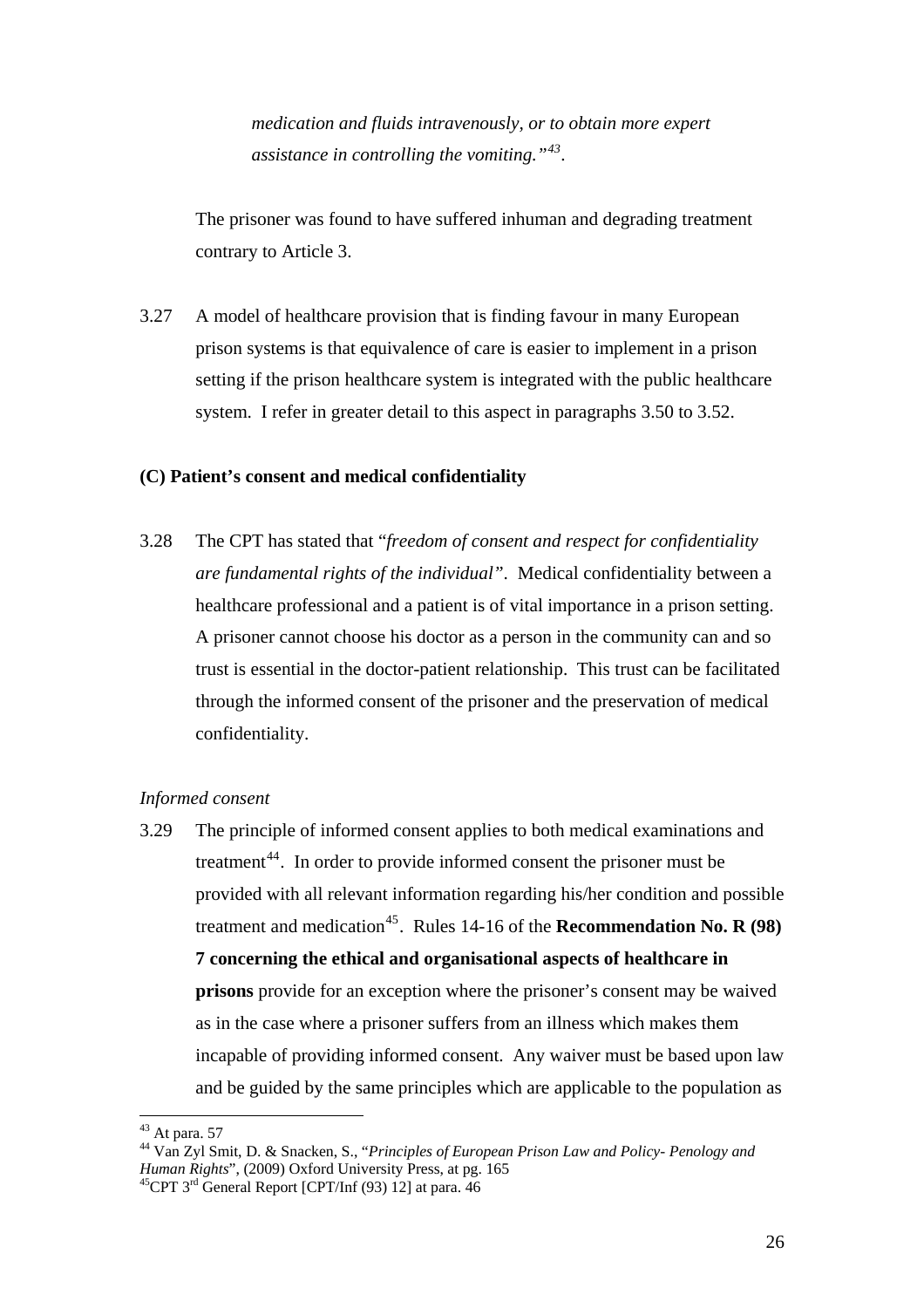> *medication and fluids intravenously, or to obtain more expert assistance in controlling the vomiting."*[43].

The prisoner was found to have suffered inhuman and degrading treatment contrary to Article 3.

3.27 A model of healthcare provision that is finding favour in many European prison systems is that equivalence of care is easier to implement in a prison setting if the prison healthcare system is integrated with the public healthcare system. I refer in greater detail to this aspect in paragraphs 3.50 to 3.52.

**(C) Patient's consent and medical confidentiality**

3.28 The CPT has stated that "*freedom of consent and respect for confidentiality are fundamental rights of the individual"*. Medical confidentiality between a healthcare professional and a patient is of vital importance in a prison setting. A prisoner cannot choose his doctor as a person in the community can and so trust is essential in the doctor-patient relationship. This trust can be facilitated through the informed consent of the prisoner and the preservation of medical confidentiality.

*Informed consent*

3.29 The principle of informed consent applies to both medical examinations and treatment[44]. In order to provide informed consent the prisoner must be provided with all relevant information regarding his/her condition and possible treatment and medication[45]. Rules 14-16 of the **Recommendation No. R (98) 7 concerning the ethical and organisational aspects of healthcare in prisons** provide for an exception where the prisoner's consent may be waived as in the case where a prisoner suffers from an illness which makes them incapable of providing informed consent. Any waiver must be based upon law and be guided by the same principles which are applicable to the population as

---

[43] At para. 57

[44] Van Zyl Smit, D. & Snacken, S., "*Principles of European Prison Law and Policy- Penology and Human Rights*", (2009) Oxford University Press, at pg. 165

[45] CPT 3rd General Report [CPT/Inf (93) 12] at para. 46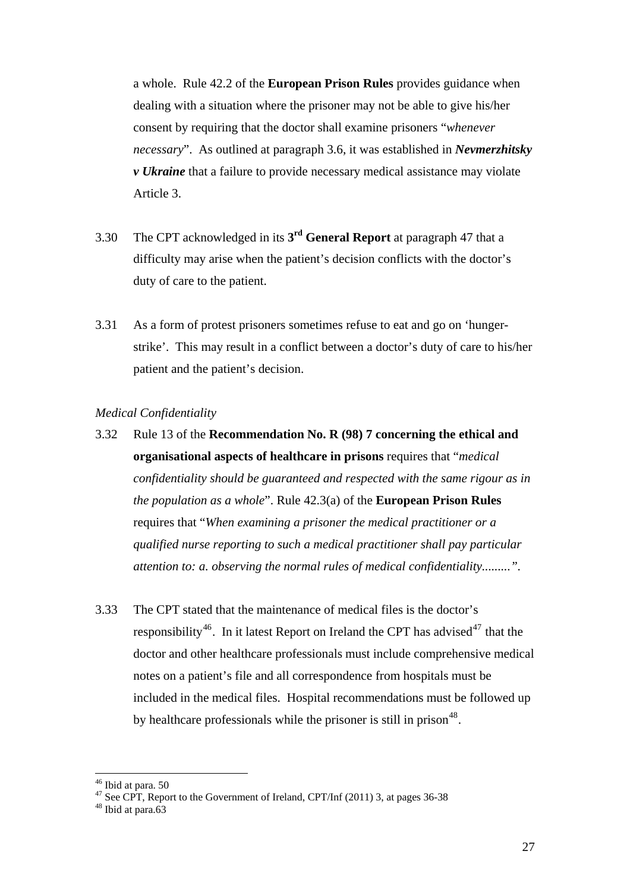a whole. Rule 42.2 of the **European Prison Rules** provides guidance when dealing with a situation where the prisoner may not be able to give his/her consent by requiring that the doctor shall examine prisoners "*whenever necessary*". As outlined at paragraph 3.6, it was established in ***Nevmerzhitsky v Ukraine*** that a failure to provide necessary medical assistance may violate Article 3.

3.30 The CPT acknowledged in its **3rd General Report** at paragraph 47 that a difficulty may arise when the patient's decision conflicts with the doctor's duty of care to the patient.

3.31 As a form of protest prisoners sometimes refuse to eat and go on 'hunger-strike'. This may result in a conflict between a doctor's duty of care to his/her patient and the patient's decision.

*Medical Confidentiality*

3.32 Rule 13 of the **Recommendation No. R (98) 7 concerning the ethical and organisational aspects of healthcare in prisons** requires that "*medical confidentiality should be guaranteed and respected with the same rigour as in the population as a whole*". Rule 42.3(a) of the **European Prison Rules** requires that "*When examining a prisoner the medical practitioner or a qualified nurse reporting to such a medical practitioner shall pay particular attention to: a. observing the normal rules of medical confidentiality.........*".

3.33 The CPT stated that the maintenance of medical files is the doctor's responsibility[46]. In it latest Report on Ireland the CPT has advised[47] that the doctor and other healthcare professionals must include comprehensive medical notes on a patient's file and all correspondence from hospitals must be included in the medical files. Hospital recommendations must be followed up by healthcare professionals while the prisoner is still in prison[48].

---

[46] Ibid at para. 50

[47] See CPT, Report to the Government of Ireland, CPT/Inf (2011) 3, at pages 36-38

[48] Ibid at para.63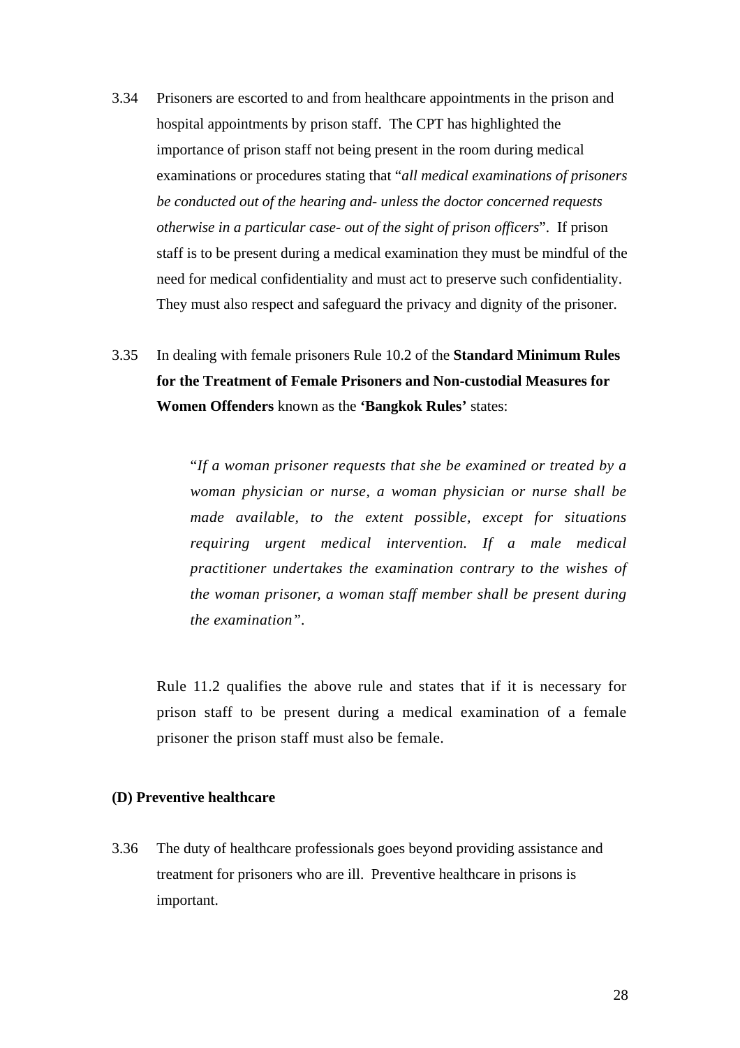3.34 Prisoners are escorted to and from healthcare appointments in the prison and hospital appointments by prison staff. The CPT has highlighted the importance of prison staff not being present in the room during medical examinations or procedures stating that "*all medical examinations of prisoners be conducted out of the hearing and- unless the doctor concerned requests otherwise in a particular case- out of the sight of prison officers*". If prison staff is to be present during a medical examination they must be mindful of the need for medical confidentiality and must act to preserve such confidentiality. They must also respect and safeguard the privacy and dignity of the prisoner.

3.35 In dealing with female prisoners Rule 10.2 of the **Standard Minimum Rules for the Treatment of Female Prisoners and Non-custodial Measures for Women Offenders** known as the **'Bangkok Rules'** states:

> "*If a woman prisoner requests that she be examined or treated by a woman physician or nurse, a woman physician or nurse shall be made available, to the extent possible, except for situations requiring urgent medical intervention. If a male medical practitioner undertakes the examination contrary to the wishes of the woman prisoner, a woman staff member shall be present during the examination*".

Rule 11.2 qualifies the above rule and states that if it is necessary for prison staff to be present during a medical examination of a female prisoner the prison staff must also be female.

**(D) Preventive healthcare**

3.36 The duty of healthcare professionals goes beyond providing assistance and treatment for prisoners who are ill. Preventive healthcare in prisons is important.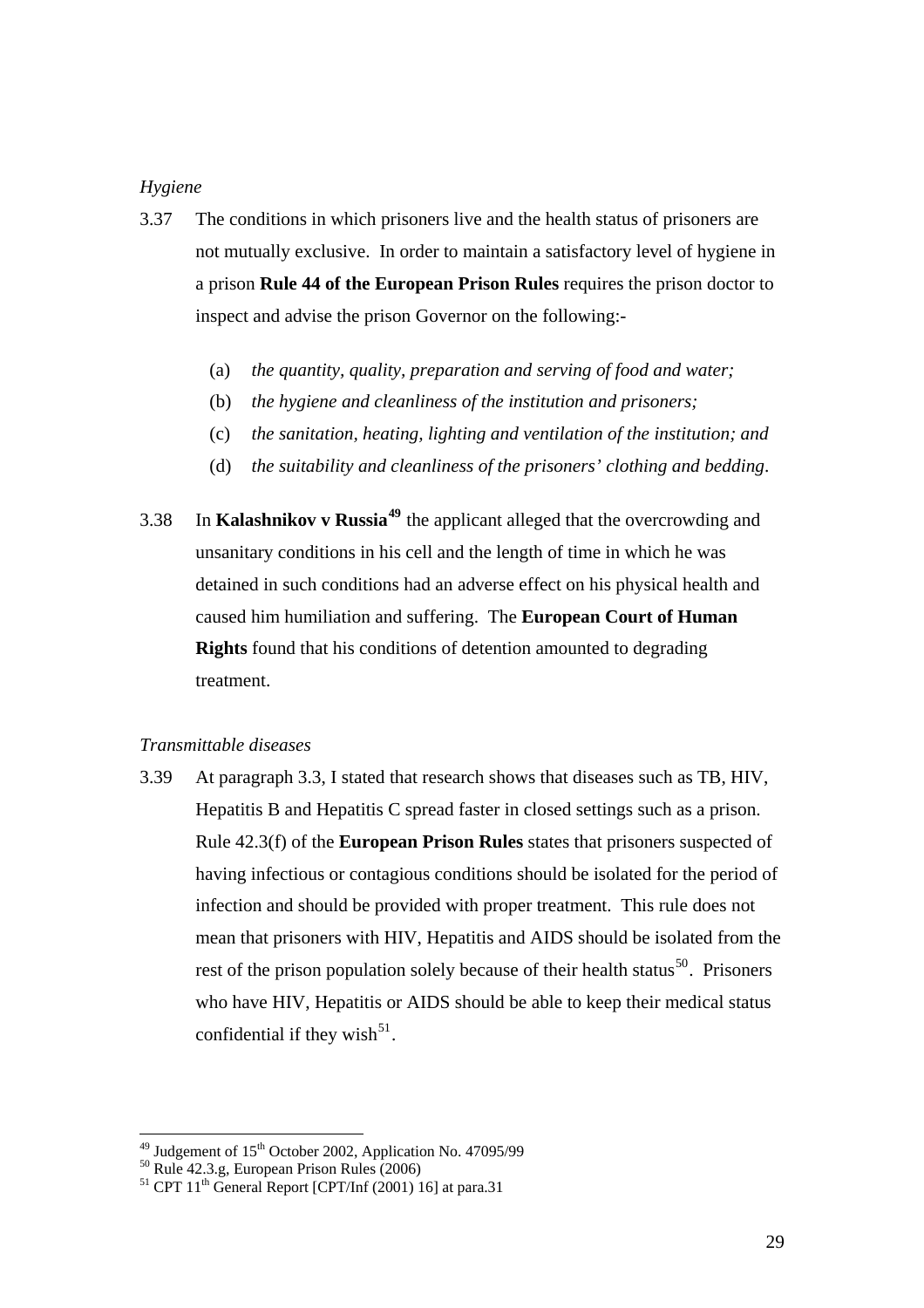*Hygiene*

3.37 The conditions in which prisoners live and the health status of prisoners are not mutually exclusive. In order to maintain a satisfactory level of hygiene in a prison **Rule 44 of the European Prison Rules** requires the prison doctor to inspect and advise the prison Governor on the following:-

(a) *the quantity, quality, preparation and serving of food and water;*

(b) *the hygiene and cleanliness of the institution and prisoners;*

(c) *the sanitation, heating, lighting and ventilation of the institution; and*

(d) *the suitability and cleanliness of the prisoners' clothing and bedding*.

3.38 In **Kalashnikov v Russia**[49] the applicant alleged that the overcrowding and unsanitary conditions in his cell and the length of time in which he was detained in such conditions had an adverse effect on his physical health and caused him humiliation and suffering. The **European Court of Human Rights** found that his conditions of detention amounted to degrading treatment.

*Transmittable diseases*

3.39 At paragraph 3.3, I stated that research shows that diseases such as TB, HIV, Hepatitis B and Hepatitis C spread faster in closed settings such as a prison. Rule 42.3(f) of the **European Prison Rules** states that prisoners suspected of having infectious or contagious conditions should be isolated for the period of infection and should be provided with proper treatment. This rule does not mean that prisoners with HIV, Hepatitis and AIDS should be isolated from the rest of the prison population solely because of their health status[50]. Prisoners who have HIV, Hepatitis or AIDS should be able to keep their medical status confidential if they wish[51].

---

[49] Judgement of 15th October 2002, Application No. 47095/99

[50] Rule 42.3.g, European Prison Rules (2006)

[51] CPT 11th General Report [CPT/Inf (2001) 16] at para.31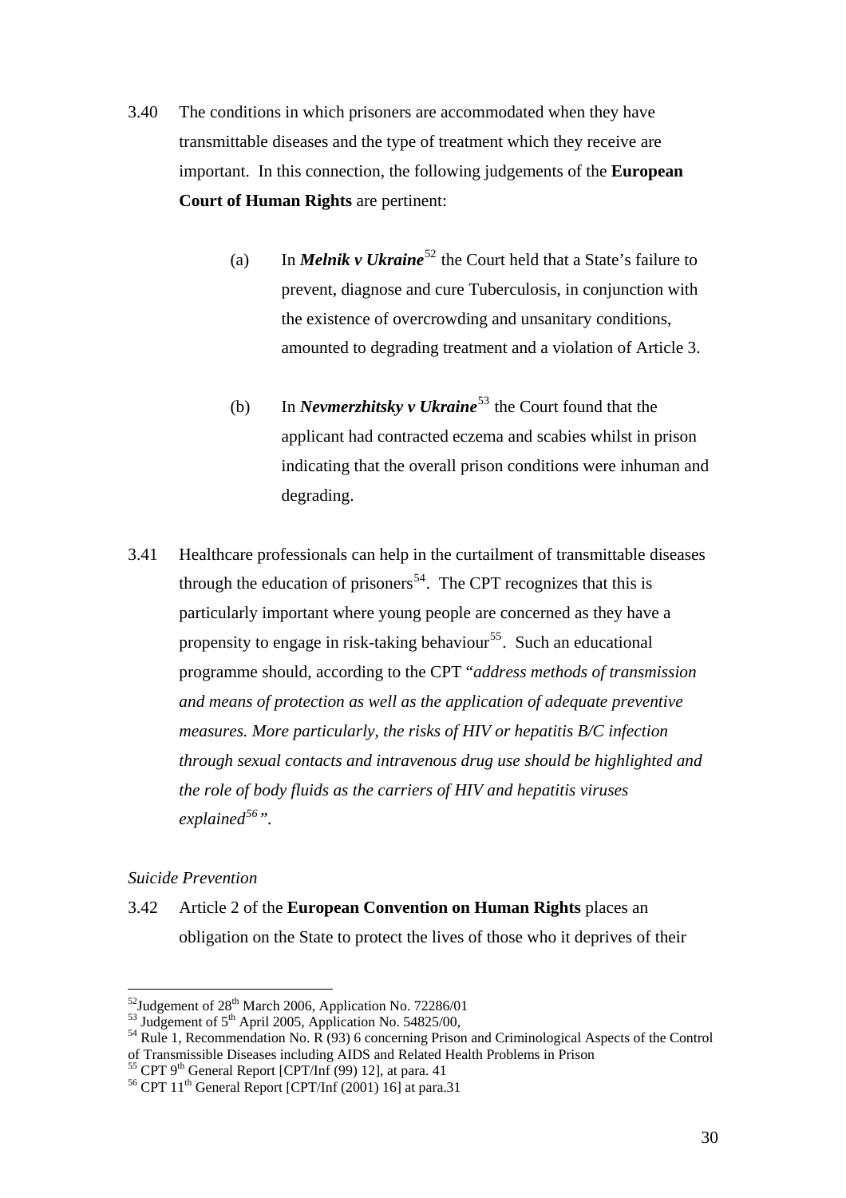3.40 The conditions in which prisoners are accommodated when they have transmittable diseases and the type of treatment which they receive are important. In this connection, the following judgements of the **European Court of Human Rights** are pertinent:

(a) In ***Melnik v Ukraine***[52] the Court held that a State's failure to prevent, diagnose and cure Tuberculosis, in conjunction with the existence of overcrowding and unsanitary conditions, amounted to degrading treatment and a violation of Article 3.

(b) In ***Nevmerzhitsky v Ukraine***[53] the Court found that the applicant had contracted eczema and scabies whilst in prison indicating that the overall prison conditions were inhuman and degrading.

3.41 Healthcare professionals can help in the curtailment of transmittable diseases through the education of prisoners[54]. The CPT recognizes that this is particularly important where young people are concerned as they have a propensity to engage in risk-taking behaviour[55]. Such an educational programme should, according to the CPT "*address methods of transmission and means of protection as well as the application of adequate preventive measures. More particularly, the risks of HIV or hepatitis B/C infection through sexual contacts and intravenous drug use should be highlighted and the role of body fluids as the carriers of HIV and hepatitis viruses explained*[56]".

*Suicide Prevention*

3.42 Article 2 of the **European Convention on Human Rights** places an obligation on the State to protect the lives of those who it deprives of their

---

[52] Judgement of 28th March 2006, Application No. 72286/01

[53] Judgement of 5th April 2005, Application No. 54825/00,

[54] Rule 1, Recommendation No. R (93) 6 concerning Prison and Criminological Aspects of the Control of Transmissible Diseases including AIDS and Related Health Problems in Prison

[55] CPT 9th General Report [CPT/Inf (99) 12], at para. 41

[56] CPT 11th General Report [CPT/Inf (2001) 16] at para.31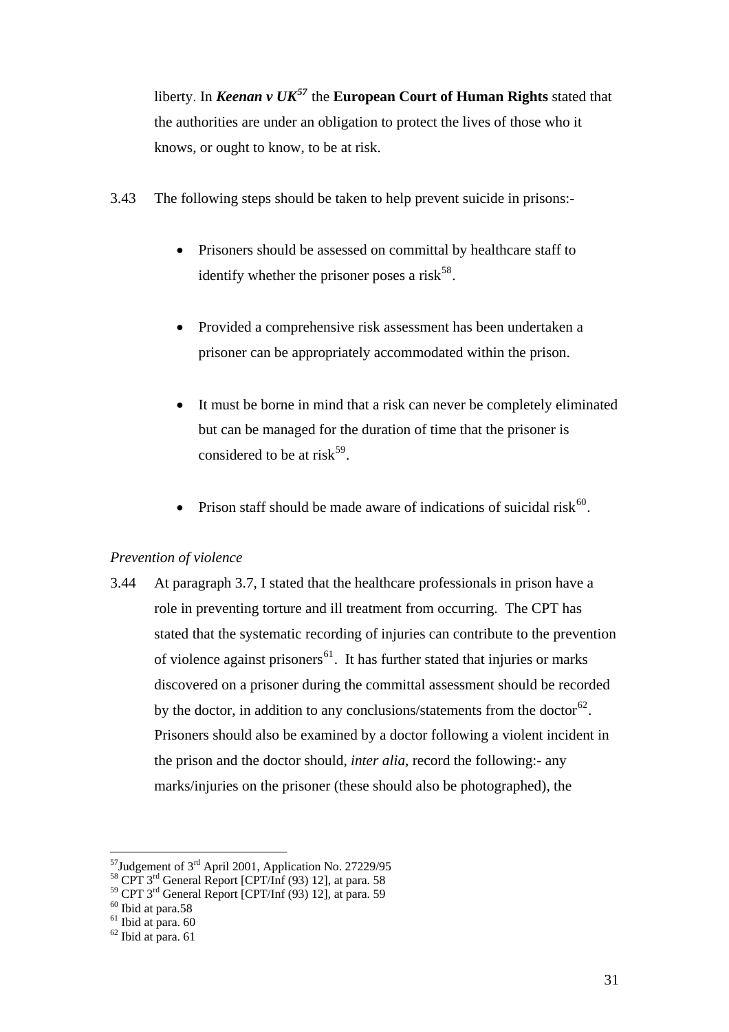liberty. In ***Keenan v UK***[57] the **European Court of Human Rights** stated that the authorities are under an obligation to protect the lives of those who it knows, or ought to know, to be at risk.

3.43 The following steps should be taken to help prevent suicide in prisons:-

- Prisoners should be assessed on committal by healthcare staff to identify whether the prisoner poses a risk[58].

- Provided a comprehensive risk assessment has been undertaken a prisoner can be appropriately accommodated within the prison.

- It must be borne in mind that a risk can never be completely eliminated but can be managed for the duration of time that the prisoner is considered to be at risk[59].

- Prison staff should be made aware of indications of suicidal risk[60].

*Prevention of violence*

3.44 At paragraph 3.7, I stated that the healthcare professionals in prison have a role in preventing torture and ill treatment from occurring. The CPT has stated that the systematic recording of injuries can contribute to the prevention of violence against prisoners[61]. It has further stated that injuries or marks discovered on a prisoner during the committal assessment should be recorded by the doctor, in addition to any conclusions/statements from the doctor[62]. Prisoners should also be examined by a doctor following a violent incident in the prison and the doctor should, *inter alia*, record the following:- any marks/injuries on the prisoner (these should also be photographed), the

---

[57] Judgement of 3rd April 2001, Application No. 27229/95

[58] CPT 3rd General Report [CPT/Inf (93) 12], at para. 58

[59] CPT 3rd General Report [CPT/Inf (93) 12], at para. 59

[60] Ibid at para.58

[61] Ibid at para. 60

[62] Ibid at para. 61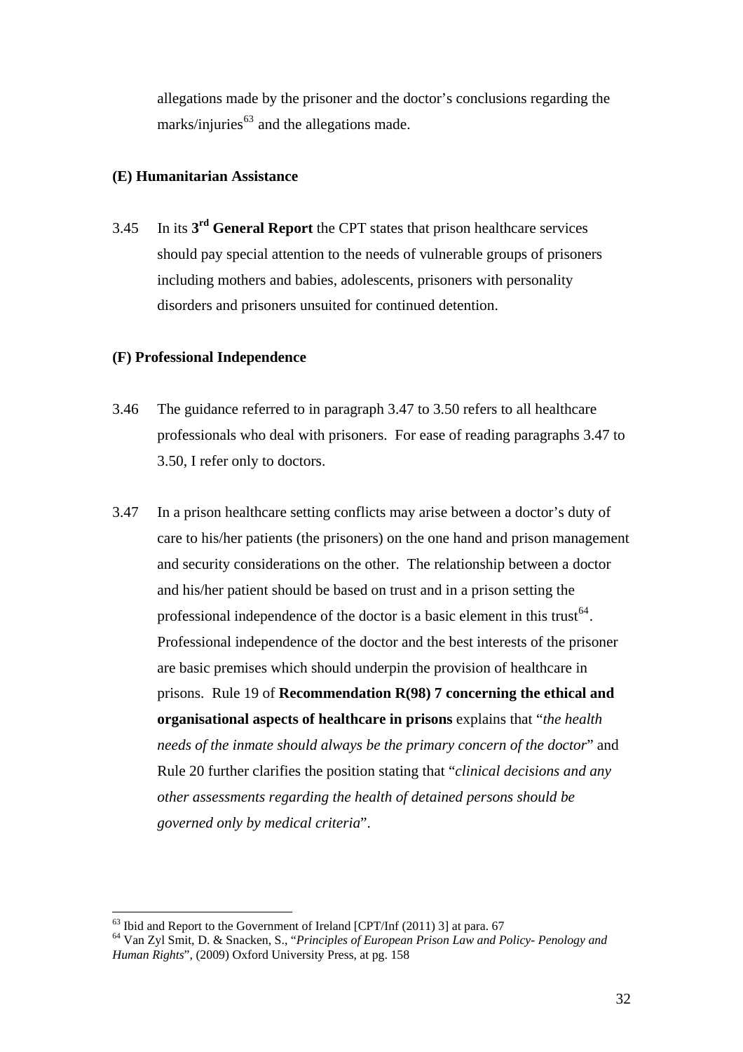allegations made by the prisoner and the doctor's conclusions regarding the marks/injuries[63] and the allegations made.

**(E) Humanitarian Assistance**

3.45 In its **3rd General Report** the CPT states that prison healthcare services should pay special attention to the needs of vulnerable groups of prisoners including mothers and babies, adolescents, prisoners with personality disorders and prisoners unsuited for continued detention.

**(F) Professional Independence**

3.46 The guidance referred to in paragraph 3.47 to 3.50 refers to all healthcare professionals who deal with prisoners. For ease of reading paragraphs 3.47 to 3.50, I refer only to doctors.

3.47 In a prison healthcare setting conflicts may arise between a doctor's duty of care to his/her patients (the prisoners) on the one hand and prison management and security considerations on the other. The relationship between a doctor and his/her patient should be based on trust and in a prison setting the professional independence of the doctor is a basic element in this trust[64]. Professional independence of the doctor and the best interests of the prisoner are basic premises which should underpin the provision of healthcare in prisons. Rule 19 of **Recommendation R(98) 7 concerning the ethical and organisational aspects of healthcare in prisons** explains that "*the health needs of the inmate should always be the primary concern of the doctor*" and Rule 20 further clarifies the position stating that "*clinical decisions and any other assessments regarding the health of detained persons should be governed only by medical criteria*".

---

[63] Ibid and Report to the Government of Ireland [CPT/Inf (2011) 3] at para. 67

[64] Van Zyl Smit, D. & Snacken, S., "*Principles of European Prison Law and Policy- Penology and Human Rights*", (2009) Oxford University Press, at pg. 158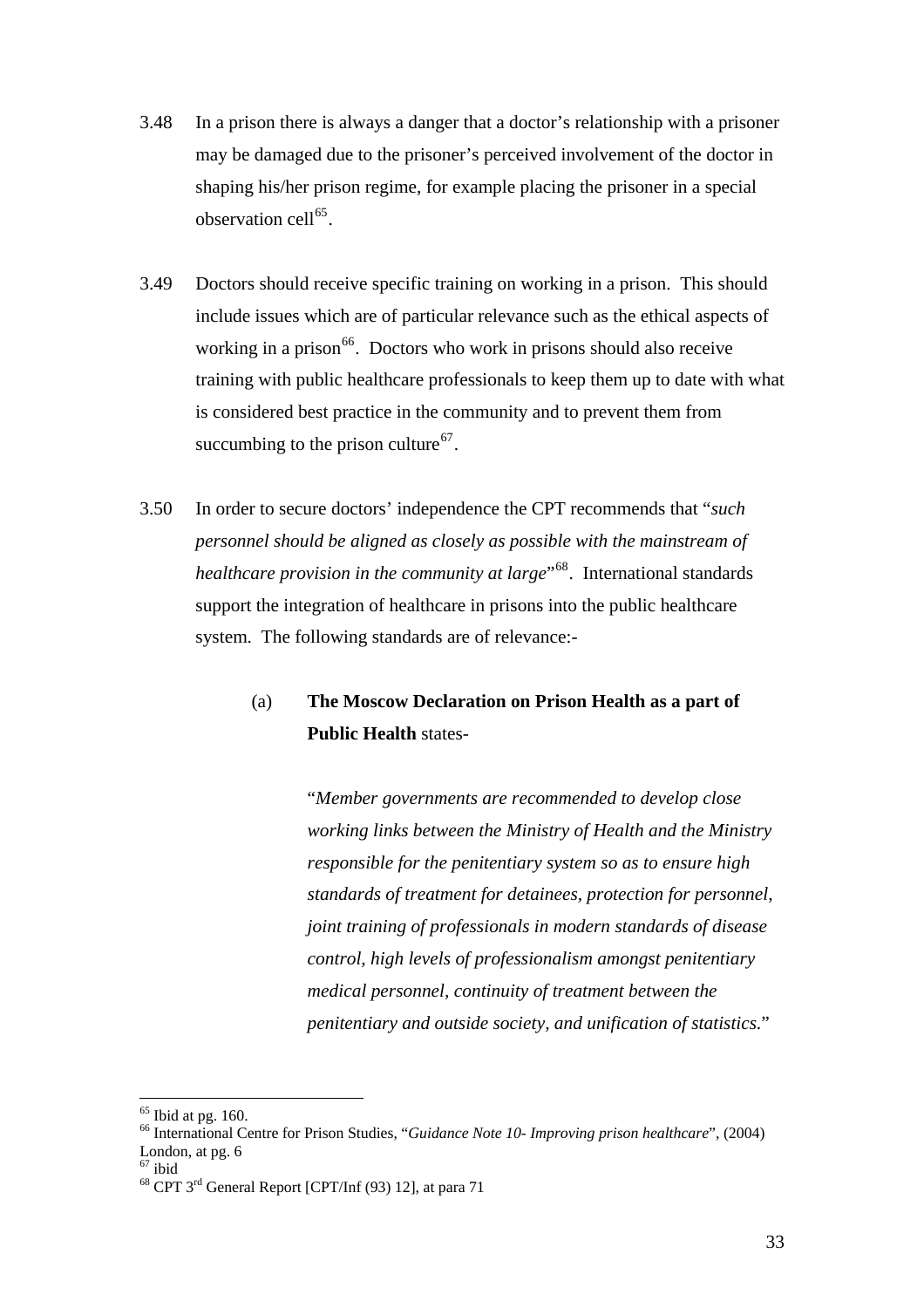3.48 In a prison there is always a danger that a doctor's relationship with a prisoner may be damaged due to the prisoner's perceived involvement of the doctor in shaping his/her prison regime, for example placing the prisoner in a special observation cell[65].

3.49 Doctors should receive specific training on working in a prison. This should include issues which are of particular relevance such as the ethical aspects of working in a prison[66]. Doctors who work in prisons should also receive training with public healthcare professionals to keep them up to date with what is considered best practice in the community and to prevent them from succumbing to the prison culture[67].

3.50 In order to secure doctors' independence the CPT recommends that "*such personnel should be aligned as closely as possible with the mainstream of healthcare provision in the community at large*"[68]. International standards support the integration of healthcare in prisons into the public healthcare system. The following standards are of relevance:-

(a) **The Moscow Declaration on Prison Health as a part of Public Health** states-

"*Member governments are recommended to develop close working links between the Ministry of Health and the Ministry responsible for the penitentiary system so as to ensure high standards of treatment for detainees, protection for personnel, joint training of professionals in modern standards of disease control, high levels of professionalism amongst penitentiary medical personnel, continuity of treatment between the penitentiary and outside society, and unification of statistics.*"

---

[65] Ibid at pg. 160.

[66] International Centre for Prison Studies, "*Guidance Note 10- Improving prison healthcare*", (2004) London, at pg. 6

[67] ibid

[68] CPT 3rd General Report [CPT/Inf (93) 12], at para 71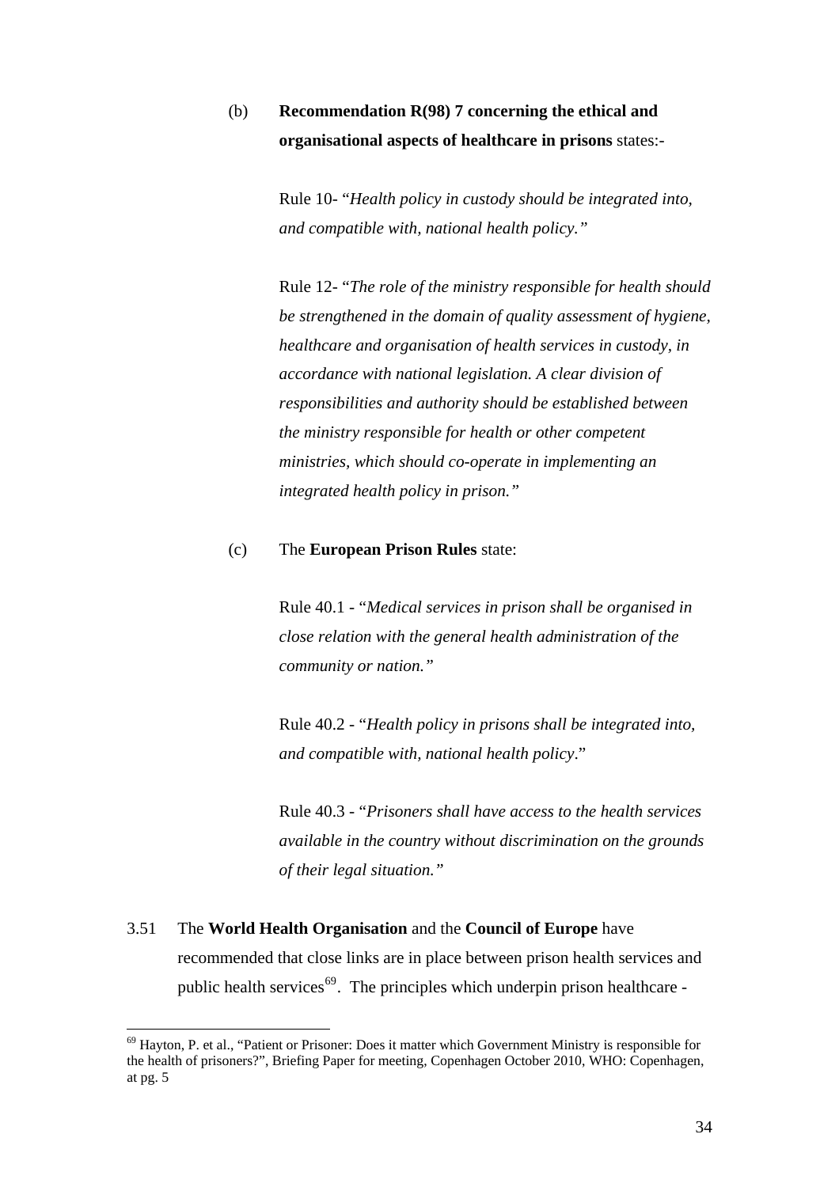(b) **Recommendation R(98) 7 concerning the ethical and organisational aspects of healthcare in prisons** states:-

Rule 10- "*Health policy in custody should be integrated into, and compatible with, national health policy.*"

Rule 12- "*The role of the ministry responsible for health should be strengthened in the domain of quality assessment of hygiene, healthcare and organisation of health services in custody, in accordance with national legislation. A clear division of responsibilities and authority should be established between the ministry responsible for health or other competent ministries, which should co-operate in implementing an integrated health policy in prison.*"

(c) The **European Prison Rules** state:

Rule 40.1 - "*Medical services in prison shall be organised in close relation with the general health administration of the community or nation.*"

Rule 40.2 - "*Health policy in prisons shall be integrated into, and compatible with, national health policy*."

Rule 40.3 - "*Prisoners shall have access to the health services available in the country without discrimination on the grounds of their legal situation.*"

3.51 The **World Health Organisation** and the **Council of Europe** have recommended that close links are in place between prison health services and public health services[69]. The principles which underpin prison healthcare -

[69] Hayton, P. et al., "Patient or Prisoner: Does it matter which Government Ministry is responsible for the health of prisoners?", Briefing Paper for meeting, Copenhagen October 2010, WHO: Copenhagen, at pg. 5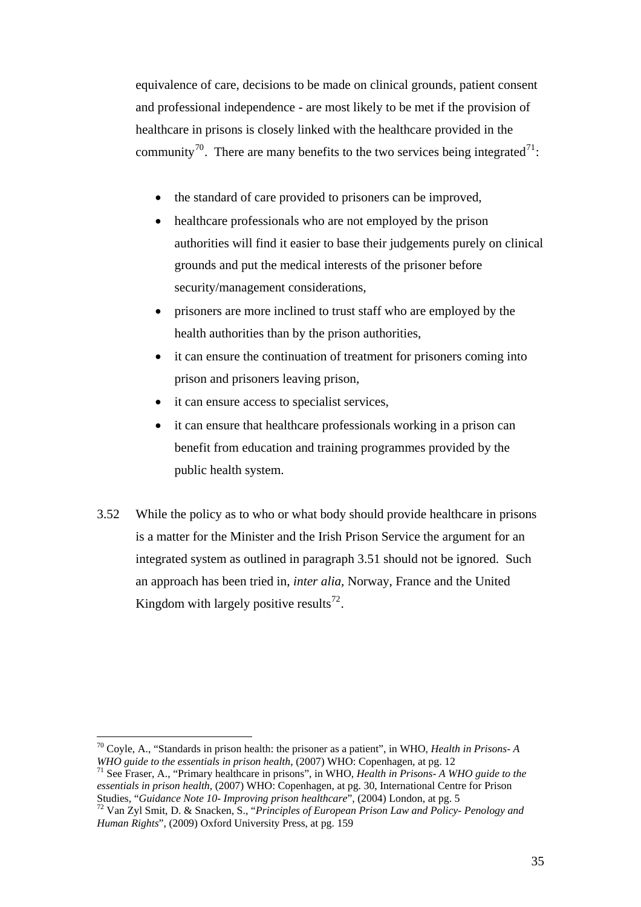equivalence of care, decisions to be made on clinical grounds, patient consent and professional independence - are most likely to be met if the provision of healthcare in prisons is closely linked with the healthcare provided in the community[70]. There are many benefits to the two services being integrated[71]:

- the standard of care provided to prisoners can be improved,
- healthcare professionals who are not employed by the prison authorities will find it easier to base their judgements purely on clinical grounds and put the medical interests of the prisoner before security/management considerations,
- prisoners are more inclined to trust staff who are employed by the health authorities than by the prison authorities,
- it can ensure the continuation of treatment for prisoners coming into prison and prisoners leaving prison,
- it can ensure access to specialist services,
- it can ensure that healthcare professionals working in a prison can benefit from education and training programmes provided by the public health system.

3.52 While the policy as to who or what body should provide healthcare in prisons is a matter for the Minister and the Irish Prison Service the argument for an integrated system as outlined in paragraph 3.51 should not be ignored. Such an approach has been tried in, *inter alia*, Norway, France and the United Kingdom with largely positive results[72].

---

[70] Coyle, A., "Standards in prison health: the prisoner as a patient", in WHO, *Health in Prisons- A WHO guide to the essentials in prison health*, (2007) WHO: Copenhagen, at pg. 12

[71] See Fraser, A., "Primary healthcare in prisons", in WHO, *Health in Prisons- A WHO guide to the essentials in prison health*, (2007) WHO: Copenhagen, at pg. 30, International Centre for Prison Studies, "*Guidance Note 10- Improving prison healthcare*", (2004) London, at pg. 5

[72] Van Zyl Smit, D. & Snacken, S., "*Principles of European Prison Law and Policy- Penology and Human Rights*", (2009) Oxford University Press, at pg. 159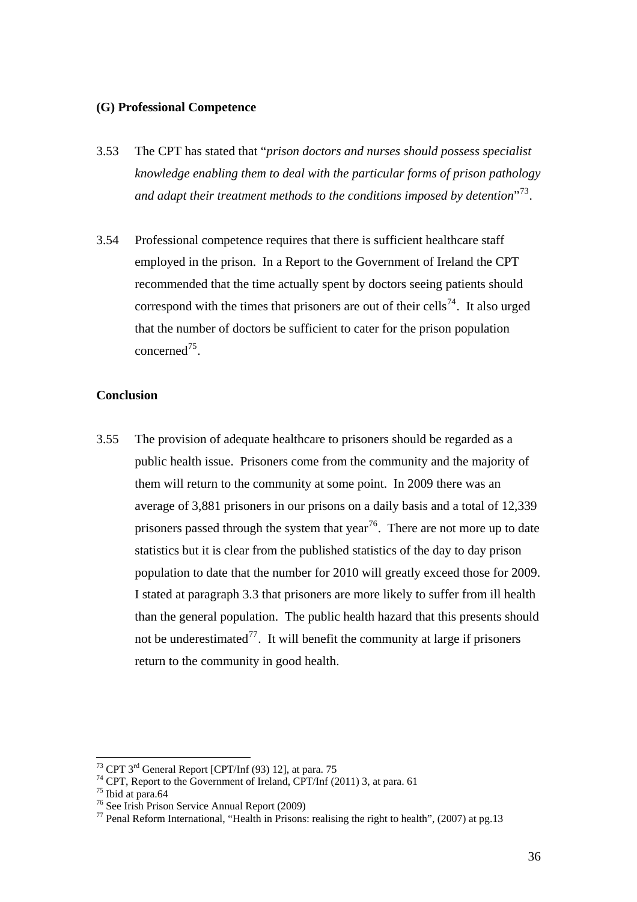**(G) Professional Competence**

3.53 The CPT has stated that "*prison doctors and nurses should possess specialist knowledge enabling them to deal with the particular forms of prison pathology and adapt their treatment methods to the conditions imposed by detention*"[73].

3.54 Professional competence requires that there is sufficient healthcare staff employed in the prison. In a Report to the Government of Ireland the CPT recommended that the time actually spent by doctors seeing patients should correspond with the times that prisoners are out of their cells[74]. It also urged that the number of doctors be sufficient to cater for the prison population concerned[75].

**Conclusion**

3.55 The provision of adequate healthcare to prisoners should be regarded as a public health issue. Prisoners come from the community and the majority of them will return to the community at some point. In 2009 there was an average of 3,881 prisoners in our prisons on a daily basis and a total of 12,339 prisoners passed through the system that year[76]. There are not more up to date statistics but it is clear from the published statistics of the day to day prison population to date that the number for 2010 will greatly exceed those for 2009. I stated at paragraph 3.3 that prisoners are more likely to suffer from ill health than the general population. The public health hazard that this presents should not be underestimated[77]. It will benefit the community at large if prisoners return to the community in good health.

---

[73] CPT 3rd General Report [CPT/Inf (93) 12], at para. 75
[74] CPT, Report to the Government of Ireland, CPT/Inf (2011) 3, at para. 61
[75] Ibid at para.64
[76] See Irish Prison Service Annual Report (2009)
[77] Penal Reform International, "Health in Prisons: realising the right to health", (2007) at pg.13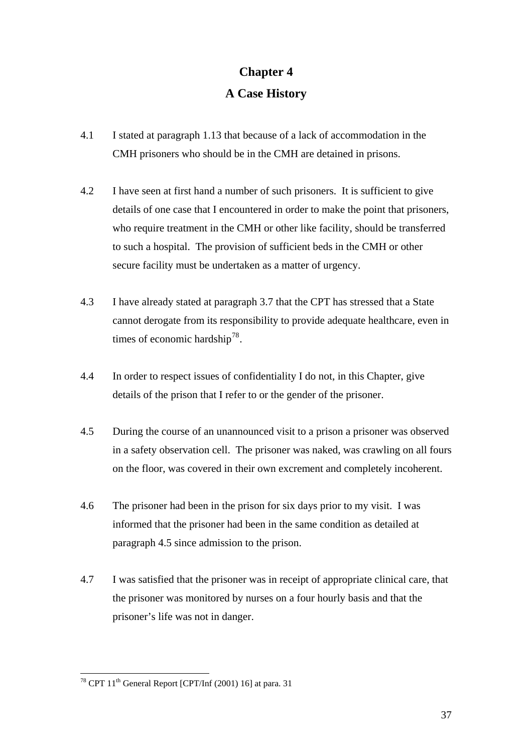# Chapter 4

## A Case History

4.1 I stated at paragraph 1.13 that because of a lack of accommodation in the CMH prisoners who should be in the CMH are detained in prisons.

4.2 I have seen at first hand a number of such prisoners. It is sufficient to give details of one case that I encountered in order to make the point that prisoners, who require treatment in the CMH or other like facility, should be transferred to such a hospital. The provision of sufficient beds in the CMH or other secure facility must be undertaken as a matter of urgency.

4.3 I have already stated at paragraph 3.7 that the CPT has stressed that a State cannot derogate from its responsibility to provide adequate healthcare, even in times of economic hardship[78].

4.4 In order to respect issues of confidentiality I do not, in this Chapter, give details of the prison that I refer to or the gender of the prisoner.

4.5 During the course of an unannounced visit to a prison a prisoner was observed in a safety observation cell. The prisoner was naked, was crawling on all fours on the floor, was covered in their own excrement and completely incoherent.

4.6 The prisoner had been in the prison for six days prior to my visit. I was informed that the prisoner had been in the same condition as detailed at paragraph 4.5 since admission to the prison.

4.7 I was satisfied that the prisoner was in receipt of appropriate clinical care, that the prisoner was monitored by nurses on a four hourly basis and that the prisoner's life was not in danger.

---

[78] CPT 11th General Report [CPT/Inf (2001) 16] at para. 31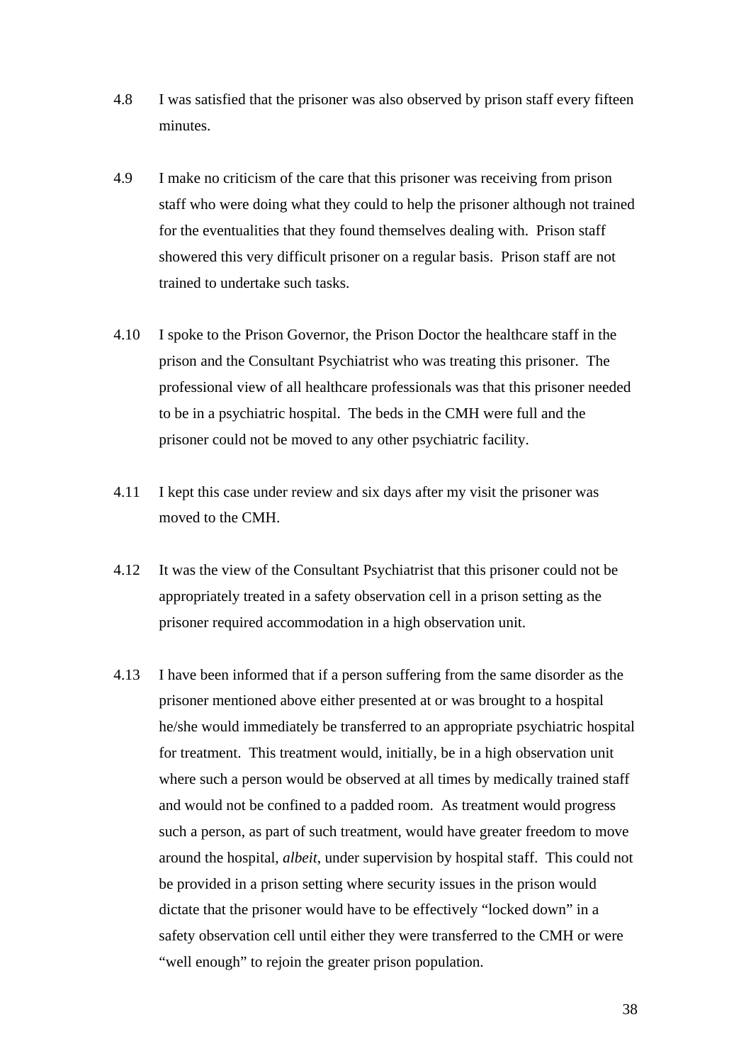4.8 I was satisfied that the prisoner was also observed by prison staff every fifteen minutes.

4.9 I make no criticism of the care that this prisoner was receiving from prison staff who were doing what they could to help the prisoner although not trained for the eventualities that they found themselves dealing with. Prison staff showered this very difficult prisoner on a regular basis. Prison staff are not trained to undertake such tasks.

4.10 I spoke to the Prison Governor, the Prison Doctor the healthcare staff in the prison and the Consultant Psychiatrist who was treating this prisoner. The professional view of all healthcare professionals was that this prisoner needed to be in a psychiatric hospital. The beds in the CMH were full and the prisoner could not be moved to any other psychiatric facility.

4.11 I kept this case under review and six days after my visit the prisoner was moved to the CMH.

4.12 It was the view of the Consultant Psychiatrist that this prisoner could not be appropriately treated in a safety observation cell in a prison setting as the prisoner required accommodation in a high observation unit.

4.13 I have been informed that if a person suffering from the same disorder as the prisoner mentioned above either presented at or was brought to a hospital he/she would immediately be transferred to an appropriate psychiatric hospital for treatment. This treatment would, initially, be in a high observation unit where such a person would be observed at all times by medically trained staff and would not be confined to a padded room. As treatment would progress such a person, as part of such treatment, would have greater freedom to move around the hospital, *albeit*, under supervision by hospital staff. This could not be provided in a prison setting where security issues in the prison would dictate that the prisoner would have to be effectively "locked down" in a safety observation cell until either they were transferred to the CMH or were "well enough" to rejoin the greater prison population.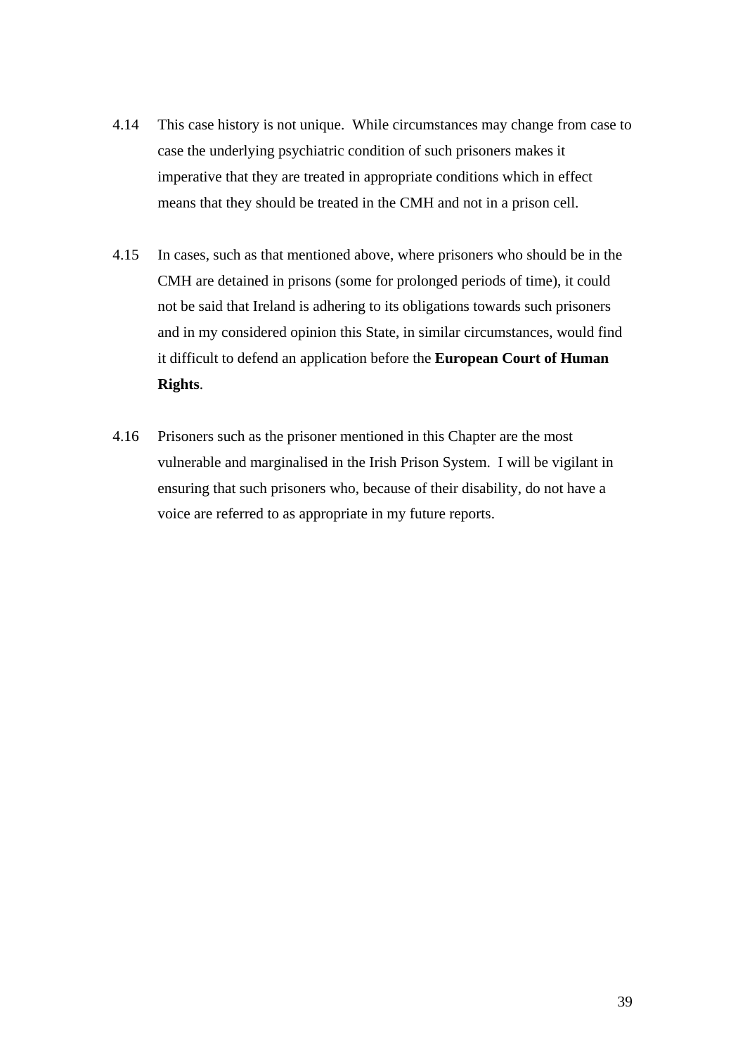4.14 This case history is not unique. While circumstances may change from case to case the underlying psychiatric condition of such prisoners makes it imperative that they are treated in appropriate conditions which in effect means that they should be treated in the CMH and not in a prison cell.

4.15 In cases, such as that mentioned above, where prisoners who should be in the CMH are detained in prisons (some for prolonged periods of time), it could not be said that Ireland is adhering to its obligations towards such prisoners and in my considered opinion this State, in similar circumstances, would find it difficult to defend an application before the **European Court of Human Rights**.

4.16 Prisoners such as the prisoner mentioned in this Chapter are the most vulnerable and marginalised in the Irish Prison System. I will be vigilant in ensuring that such prisoners who, because of their disability, do not have a voice are referred to as appropriate in my future reports.